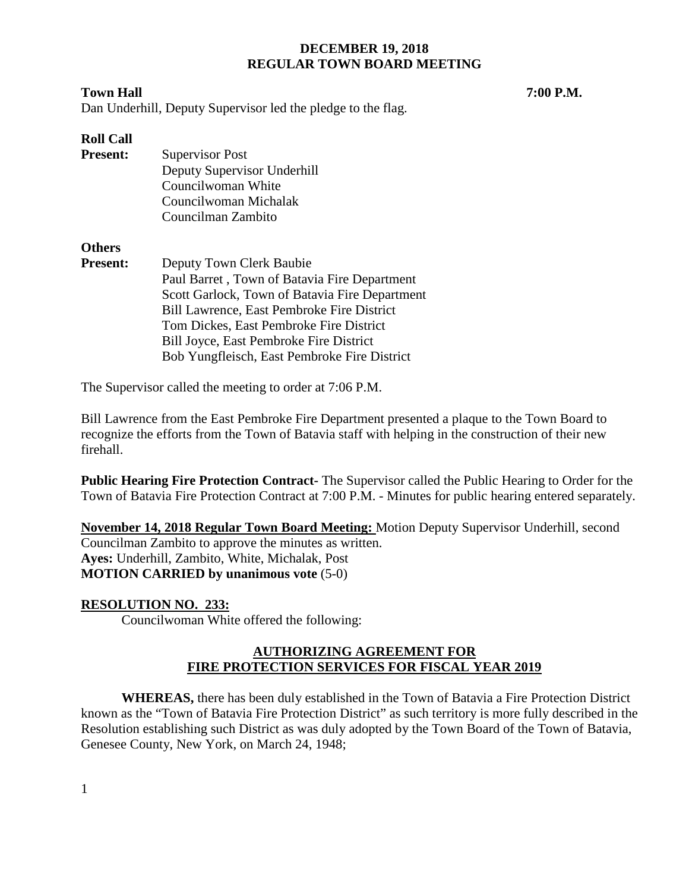# DECEMBER 19, 2018
# REGULAR TOWN BOARD MEETING

**Town Hall** **7:00 P.M.**

Dan Underhill, Deputy Supervisor led the pledge to the flag.

**Roll Call**

**Present:** Supervisor Post
Deputy Supervisor Underhill
Councilwoman White
Councilwoman Michalak
Councilman Zambito

**Others**

**Present:** Deputy Town Clerk Baubie
Paul Barret , Town of Batavia Fire Department
Scott Garlock, Town of Batavia Fire Department
Bill Lawrence, East Pembroke Fire District
Tom Dickes, East Pembroke Fire District
Bill Joyce, East Pembroke Fire District
Bob Yungfleisch, East Pembroke Fire District

The Supervisor called the meeting to order at 7:06 P.M.

Bill Lawrence from the East Pembroke Fire Department presented a plaque to the Town Board to recognize the efforts from the Town of Batavia staff with helping in the construction of their new firehall.

**Public Hearing Fire Protection Contract-** The Supervisor called the Public Hearing to Order for the Town of Batavia Fire Protection Contract at 7:00 P.M. - Minutes for public hearing entered separately.

**November 14, 2018 Regular Town Board Meeting:** Motion Deputy Supervisor Underhill, second Councilman Zambito to approve the minutes as written.
**Ayes:** Underhill, Zambito, White, Michalak, Post
**MOTION CARRIED by unanimous vote** (5-0)

**RESOLUTION NO. 233:**

Councilwoman White offered the following:

**AUTHORIZING AGREEMENT FOR FIRE PROTECTION SERVICES FOR FISCAL YEAR 2019**

**WHEREAS,** there has been duly established in the Town of Batavia a Fire Protection District known as the "Town of Batavia Fire Protection District" as such territory is more fully described in the Resolution establishing such District as was duly adopted by the Town Board of the Town of Batavia, Genesee County, New York, on March 24, 1948;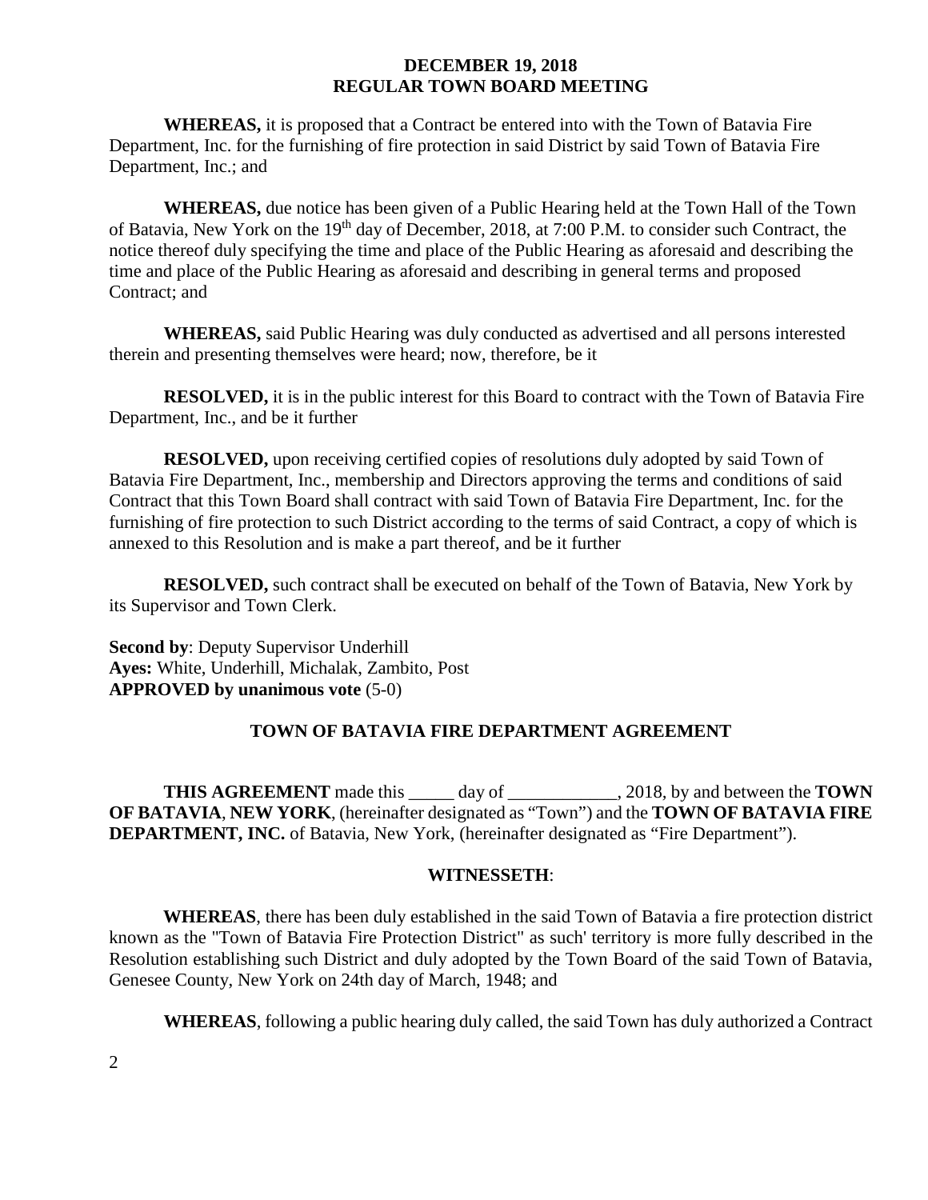**WHEREAS,** it is proposed that a Contract be entered into with the Town of Batavia Fire Department, Inc. for the furnishing of fire protection in said District by said Town of Batavia Fire Department, Inc.; and

**WHEREAS,** due notice has been given of a Public Hearing held at the Town Hall of the Town of Batavia, New York on the 19th day of December, 2018, at 7:00 P.M. to consider such Contract, the notice thereof duly specifying the time and place of the Public Hearing as aforesaid and describing the time and place of the Public Hearing as aforesaid and describing in general terms and proposed Contract; and

**WHEREAS,** said Public Hearing was duly conducted as advertised and all persons interested therein and presenting themselves were heard; now, therefore, be it

**RESOLVED,** it is in the public interest for this Board to contract with the Town of Batavia Fire Department, Inc., and be it further

**RESOLVED,** upon receiving certified copies of resolutions duly adopted by said Town of Batavia Fire Department, Inc., membership and Directors approving the terms and conditions of said Contract that this Town Board shall contract with said Town of Batavia Fire Department, Inc. for the furnishing of fire protection to such District according to the terms of said Contract, a copy of which is annexed to this Resolution and is make a part thereof, and be it further

**RESOLVED,** such contract shall be executed on behalf of the Town of Batavia, New York by its Supervisor and Town Clerk.

**Second by**: Deputy Supervisor Underhill
**Ayes:** White, Underhill, Michalak, Zambito, Post
**APPROVED by unanimous vote** (5-0)

## TOWN OF BATAVIA FIRE DEPARTMENT AGREEMENT

**THIS AGREEMENT** made this _____ day of ____________, 2018, by and between the **TOWN OF BATAVIA**, **NEW YORK**, (hereinafter designated as "Town") and the **TOWN OF BATAVIA FIRE DEPARTMENT, INC.** of Batavia, New York, (hereinafter designated as "Fire Department").

**WITNESSETH**:

**WHEREAS**, there has been duly established in the said Town of Batavia a fire protection district known as the "Town of Batavia Fire Protection District" as such' territory is more fully described in the Resolution establishing such District and duly adopted by the Town Board of the said Town of Batavia, Genesee County, New York on 24th day of March, 1948; and

**WHEREAS**, following a public hearing duly called, the said Town has duly authorized a Contract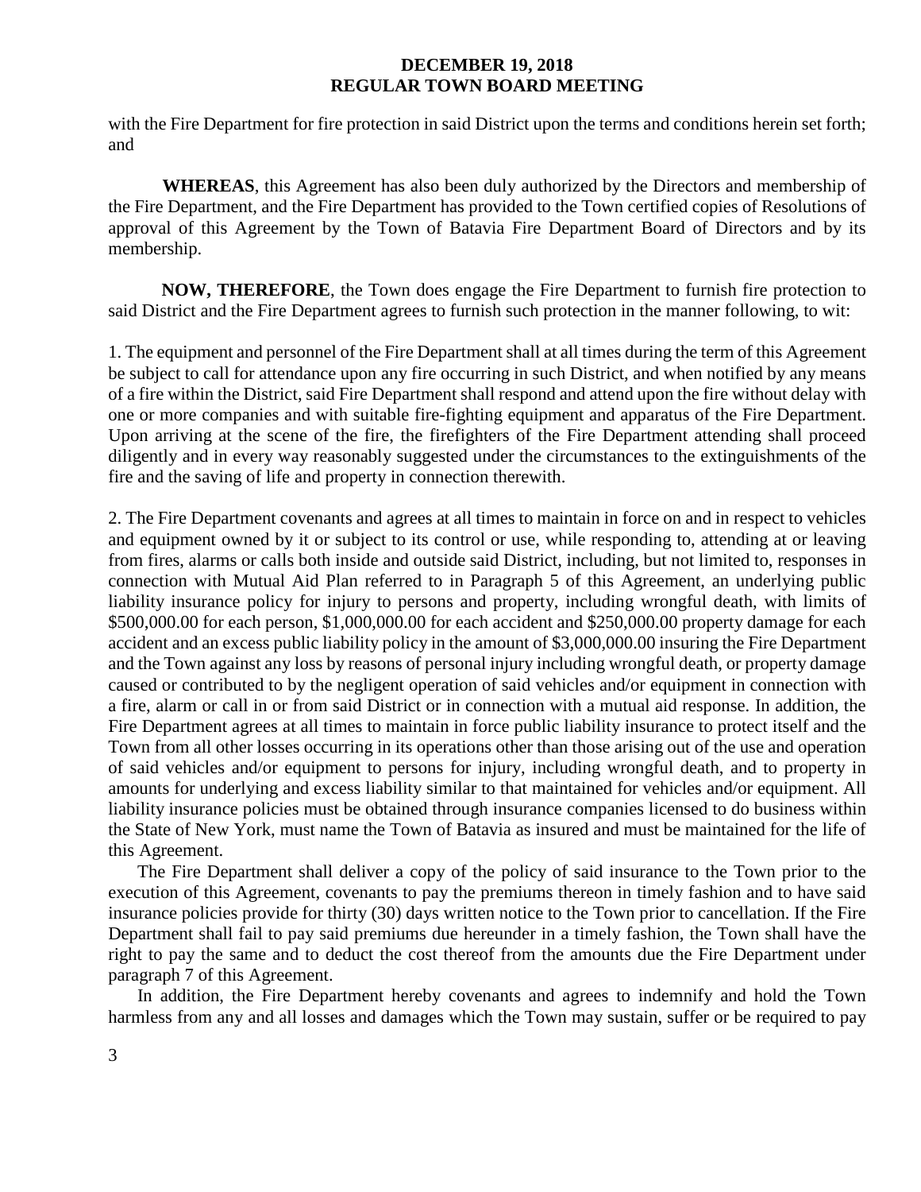with the Fire Department for fire protection in said District upon the terms and conditions herein set forth; and

**WHEREAS**, this Agreement has also been duly authorized by the Directors and membership of the Fire Department, and the Fire Department has provided to the Town certified copies of Resolutions of approval of this Agreement by the Town of Batavia Fire Department Board of Directors and by its membership.

**NOW, THEREFORE**, the Town does engage the Fire Department to furnish fire protection to said District and the Fire Department agrees to furnish such protection in the manner following, to wit:

1. The equipment and personnel of the Fire Department shall at all times during the term of this Agreement be subject to call for attendance upon any fire occurring in such District, and when notified by any means of a fire within the District, said Fire Department shall respond and attend upon the fire without delay with one or more companies and with suitable fire-fighting equipment and apparatus of the Fire Department. Upon arriving at the scene of the fire, the firefighters of the Fire Department attending shall proceed diligently and in every way reasonably suggested under the circumstances to the extinguishments of the fire and the saving of life and property in connection therewith.

2. The Fire Department covenants and agrees at all times to maintain in force on and in respect to vehicles and equipment owned by it or subject to its control or use, while responding to, attending at or leaving from fires, alarms or calls both inside and outside said District, including, but not limited to, responses in connection with Mutual Aid Plan referred to in Paragraph 5 of this Agreement, an underlying public liability insurance policy for injury to persons and property, including wrongful death, with limits of $500,000.00 for each person, $1,000,000.00 for each accident and $250,000.00 property damage for each accident and an excess public liability policy in the amount of $3,000,000.00 insuring the Fire Department and the Town against any loss by reasons of personal injury including wrongful death, or property damage caused or contributed to by the negligent operation of said vehicles and/or equipment in connection with a fire, alarm or call in or from said District or in connection with a mutual aid response. In addition, the Fire Department agrees at all times to maintain in force public liability insurance to protect itself and the Town from all other losses occurring in its operations other than those arising out of the use and operation of said vehicles and/or equipment to persons for injury, including wrongful death, and to property in amounts for underlying and excess liability similar to that maintained for vehicles and/or equipment. All liability insurance policies must be obtained through insurance companies licensed to do business within the State of New York, must name the Town of Batavia as insured and must be maintained for the life of this Agreement.

The Fire Department shall deliver a copy of the policy of said insurance to the Town prior to the execution of this Agreement, covenants to pay the premiums thereon in timely fashion and to have said insurance policies provide for thirty (30) days written notice to the Town prior to cancellation. If the Fire Department shall fail to pay said premiums due hereunder in a timely fashion, the Town shall have the right to pay the same and to deduct the cost thereof from the amounts due the Fire Department under paragraph 7 of this Agreement.

In addition, the Fire Department hereby covenants and agrees to indemnify and hold the Town harmless from any and all losses and damages which the Town may sustain, suffer or be required to pay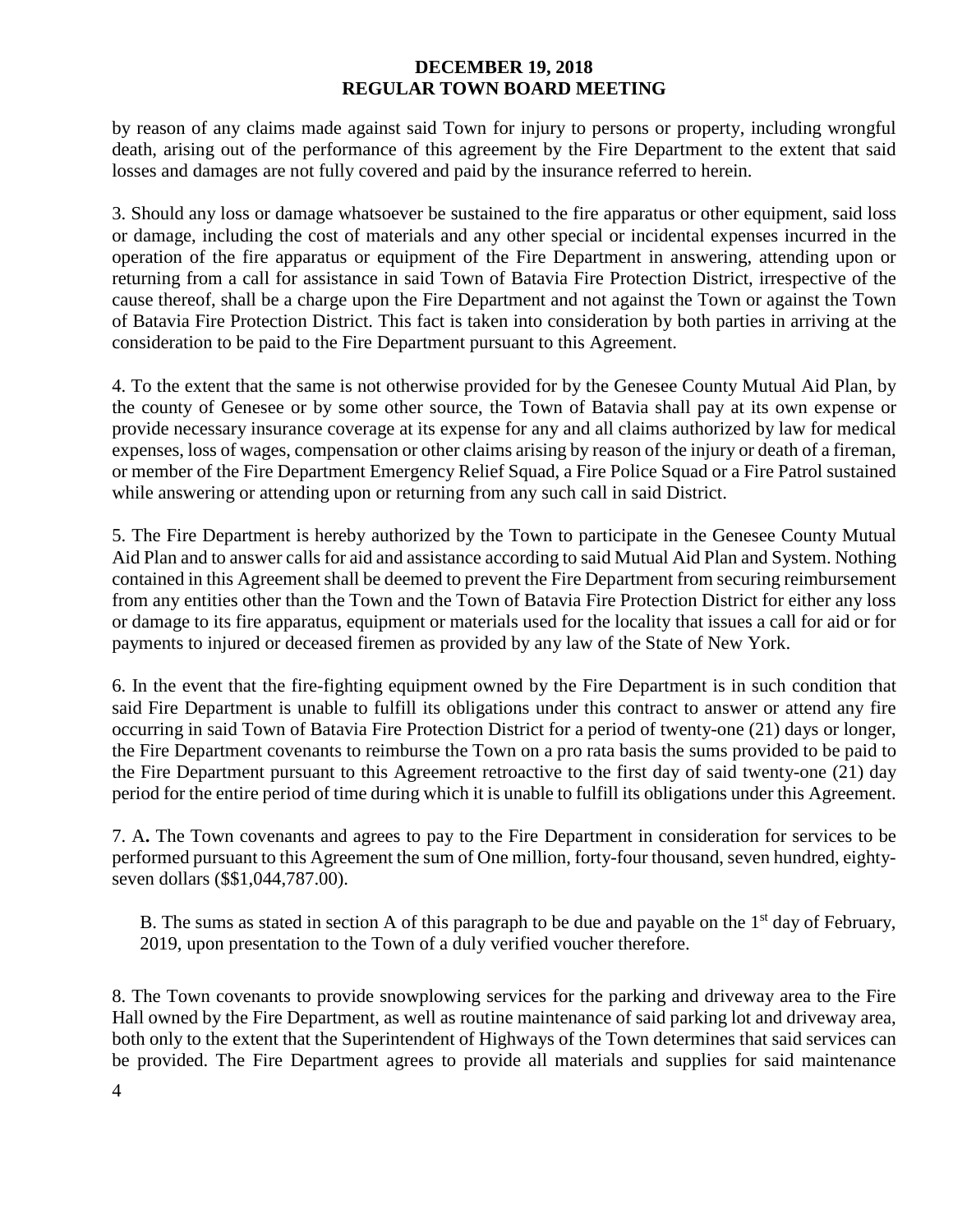by reason of any claims made against said Town for injury to persons or property, including wrongful death, arising out of the performance of this agreement by the Fire Department to the extent that said losses and damages are not fully covered and paid by the insurance referred to herein.

3. Should any loss or damage whatsoever be sustained to the fire apparatus or other equipment, said loss or damage, including the cost of materials and any other special or incidental expenses incurred in the operation of the fire apparatus or equipment of the Fire Department in answering, attending upon or returning from a call for assistance in said Town of Batavia Fire Protection District, irrespective of the cause thereof, shall be a charge upon the Fire Department and not against the Town or against the Town of Batavia Fire Protection District. This fact is taken into consideration by both parties in arriving at the consideration to be paid to the Fire Department pursuant to this Agreement.

4. To the extent that the same is not otherwise provided for by the Genesee County Mutual Aid Plan, by the county of Genesee or by some other source, the Town of Batavia shall pay at its own expense or provide necessary insurance coverage at its expense for any and all claims authorized by law for medical expenses, loss of wages, compensation or other claims arising by reason of the injury or death of a fireman, or member of the Fire Department Emergency Relief Squad, a Fire Police Squad or a Fire Patrol sustained while answering or attending upon or returning from any such call in said District.

5. The Fire Department is hereby authorized by the Town to participate in the Genesee County Mutual Aid Plan and to answer calls for aid and assistance according to said Mutual Aid Plan and System. Nothing contained in this Agreement shall be deemed to prevent the Fire Department from securing reimbursement from any entities other than the Town and the Town of Batavia Fire Protection District for either any loss or damage to its fire apparatus, equipment or materials used for the locality that issues a call for aid or for payments to injured or deceased firemen as provided by any law of the State of New York.

6. In the event that the fire-fighting equipment owned by the Fire Department is in such condition that said Fire Department is unable to fulfill its obligations under this contract to answer or attend any fire occurring in said Town of Batavia Fire Protection District for a period of twenty-one (21) days or longer, the Fire Department covenants to reimburse the Town on a pro rata basis the sums provided to be paid to the Fire Department pursuant to this Agreement retroactive to the first day of said twenty-one (21) day period for the entire period of time during which it is unable to fulfill its obligations under this Agreement.

7. A**.** The Town covenants and agrees to pay to the Fire Department in consideration for services to be performed pursuant to this Agreement the sum of One million, forty-four thousand, seven hundred, eighty-seven dollars ($$1,044,787.00).

B. The sums as stated in section A of this paragraph to be due and payable on the 1st day of February, 2019, upon presentation to the Town of a duly verified voucher therefore.

8. The Town covenants to provide snowplowing services for the parking and driveway area to the Fire Hall owned by the Fire Department, as well as routine maintenance of said parking lot and driveway area, both only to the extent that the Superintendent of Highways of the Town determines that said services can be provided. The Fire Department agrees to provide all materials and supplies for said maintenance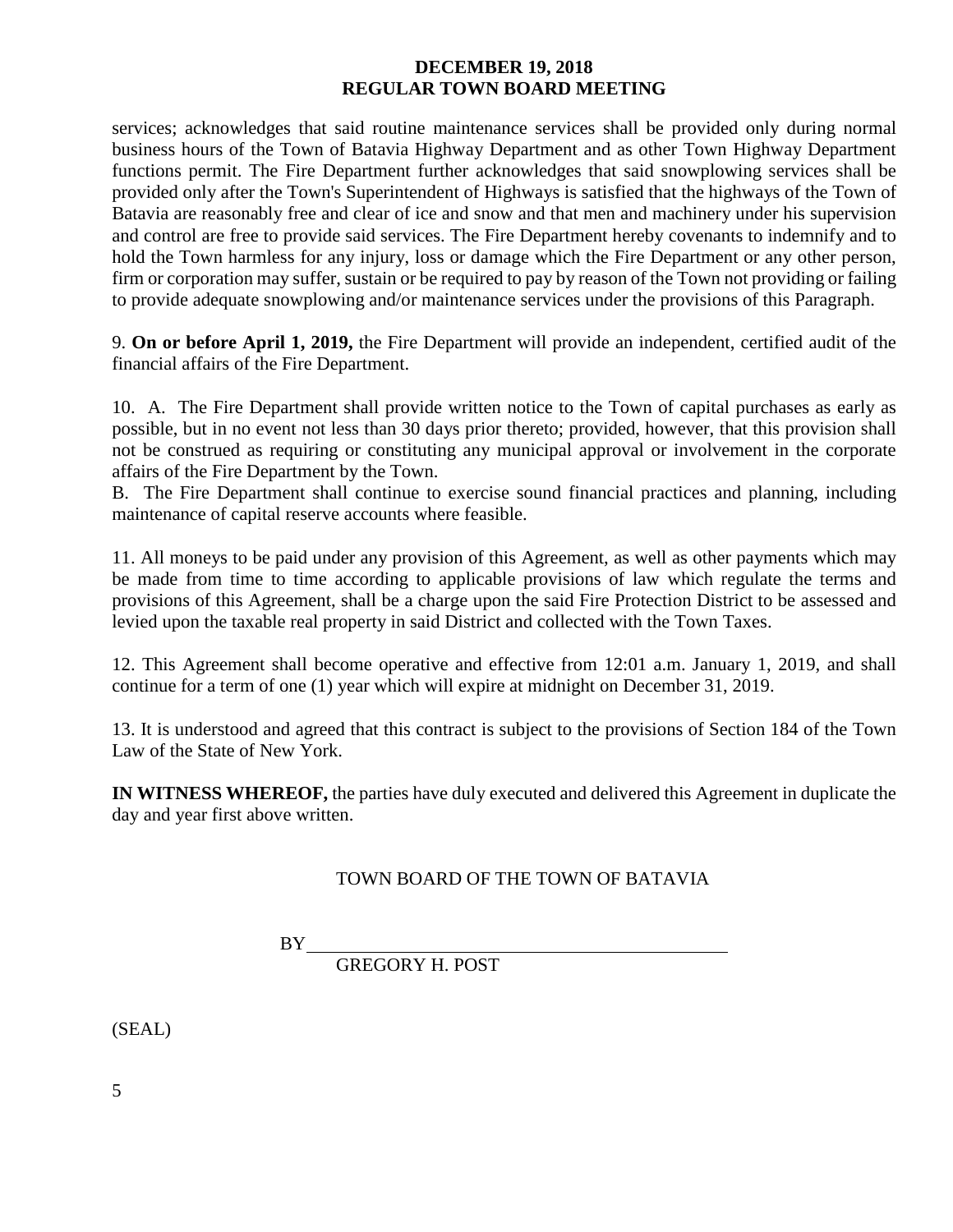services; acknowledges that said routine maintenance services shall be provided only during normal business hours of the Town of Batavia Highway Department and as other Town Highway Department functions permit. The Fire Department further acknowledges that said snowplowing services shall be provided only after the Town's Superintendent of Highways is satisfied that the highways of the Town of Batavia are reasonably free and clear of ice and snow and that men and machinery under his supervision and control are free to provide said services. The Fire Department hereby covenants to indemnify and to hold the Town harmless for any injury, loss or damage which the Fire Department or any other person, firm or corporation may suffer, sustain or be required to pay by reason of the Town not providing or failing to provide adequate snowplowing and/or maintenance services under the provisions of this Paragraph.

9. **On or before April 1, 2019,** the Fire Department will provide an independent, certified audit of the financial affairs of the Fire Department.

10. A. The Fire Department shall provide written notice to the Town of capital purchases as early as possible, but in no event not less than 30 days prior thereto; provided, however, that this provision shall not be construed as requiring or constituting any municipal approval or involvement in the corporate affairs of the Fire Department by the Town.
B. The Fire Department shall continue to exercise sound financial practices and planning, including maintenance of capital reserve accounts where feasible.

11. All moneys to be paid under any provision of this Agreement, as well as other payments which may be made from time to time according to applicable provisions of law which regulate the terms and provisions of this Agreement, shall be a charge upon the said Fire Protection District to be assessed and levied upon the taxable real property in said District and collected with the Town Taxes.

12. This Agreement shall become operative and effective from 12:01 a.m. January 1, 2019, and shall continue for a term of one (1) year which will expire at midnight on December 31, 2019.

13. It is understood and agreed that this contract is subject to the provisions of Section 184 of the Town Law of the State of New York.

**IN WITNESS WHEREOF,** the parties have duly executed and delivered this Agreement in duplicate the day and year first above written.

TOWN BOARD OF THE TOWN OF BATAVIA

BY\_\_\_\_\_\_\_\_\_\_\_\_\_\_\_\_\_\_\_\_\_\_\_\_\_\_\_\_\_\_\_\_\_\_\_\_\_\_\_\_\_\_\_\_\_\_

GREGORY H. POST

(SEAL)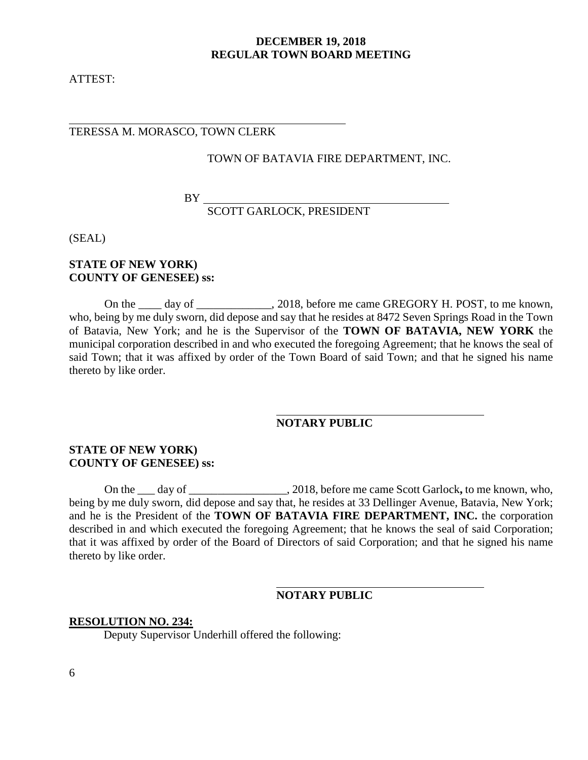ATTEST:

\_\_\_\_\_\_\_\_\_\_\_\_\_\_\_\_\_\_\_\_\_\_\_\_\_\_\_\_\_\_\_\_\_\_\_\_\_\_\_\_\_\_\_\_
TERESSA M. MORASCO, TOWN CLERK

TOWN OF BATAVIA FIRE DEPARTMENT, INC.

BY \_\_\_\_\_\_\_\_\_\_\_\_\_\_\_\_\_\_\_\_\_\_\_\_\_\_\_\_\_\_\_\_\_\_\_\_\_\_\_\_
SCOTT GARLOCK, PRESIDENT

(SEAL)

**STATE OF NEW YORK)**
**COUNTY OF GENESEE) ss:**

On the ____ day of _____________, 2018, before me came GREGORY H. POST, to me known, who, being by me duly sworn, did depose and say that he resides at 8472 Seven Springs Road in the Town of Batavia, New York; and he is the Supervisor of the **TOWN OF BATAVIA, NEW YORK** the municipal corporation described in and who executed the foregoing Agreement; that he knows the seal of said Town; that it was affixed by order of the Town Board of said Town; and that he signed his name thereto by like order.

\_\_\_\_\_\_\_\_\_\_\_\_\_\_\_\_\_\_\_\_\_\_\_\_\_\_\_\_\_\_\_\_\_\_\_\_
**NOTARY PUBLIC**

**STATE OF NEW YORK)**
**COUNTY OF GENESEE) ss:**

On the ___ day of _________________, 2018, before me came Scott Garlock**,** to me known, who, being by me duly sworn, did depose and say that, he resides at 33 Dellinger Avenue, Batavia, New York; and he is the President of the **TOWN OF BATAVIA FIRE DEPARTMENT, INC.** the corporation described in and which executed the foregoing Agreement; that he knows the seal of said Corporation; that it was affixed by order of the Board of Directors of said Corporation; and that he signed his name thereto by like order.

\_\_\_\_\_\_\_\_\_\_\_\_\_\_\_\_\_\_\_\_\_\_\_\_\_\_\_\_\_\_\_\_\_\_\_\_
**NOTARY PUBLIC**

**RESOLUTION NO. 234:**

Deputy Supervisor Underhill offered the following: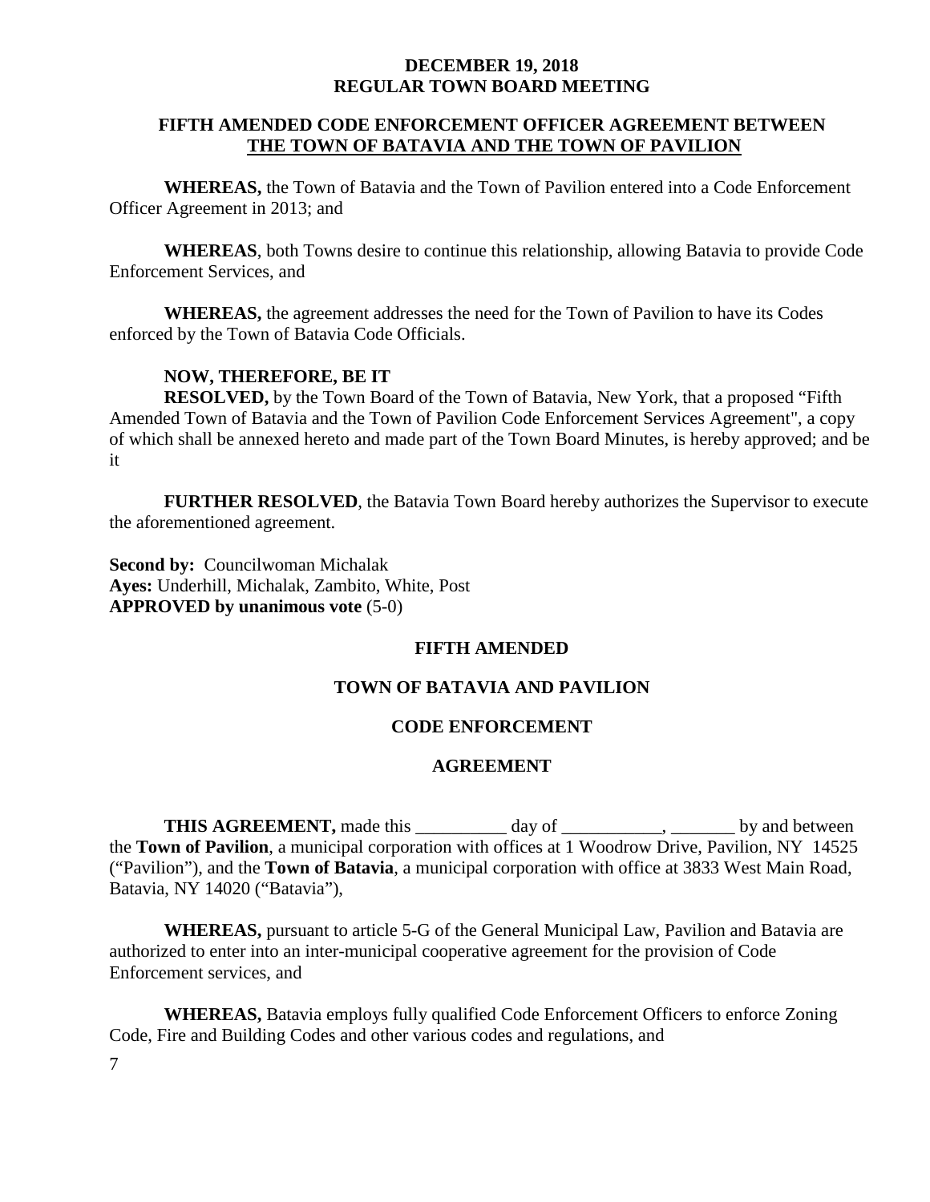**DECEMBER 19, 2018**
**REGULAR TOWN BOARD MEETING**

**FIFTH AMENDED CODE ENFORCEMENT OFFICER AGREEMENT BETWEEN THE TOWN OF BATAVIA AND THE TOWN OF PAVILION**

**WHEREAS,** the Town of Batavia and the Town of Pavilion entered into a Code Enforcement Officer Agreement in 2013; and

**WHEREAS**, both Towns desire to continue this relationship, allowing Batavia to provide Code Enforcement Services, and

**WHEREAS,** the agreement addresses the need for the Town of Pavilion to have its Codes enforced by the Town of Batavia Code Officials.

**NOW, THEREFORE, BE IT**
**RESOLVED,** by the Town Board of the Town of Batavia, New York, that a proposed "Fifth Amended Town of Batavia and the Town of Pavilion Code Enforcement Services Agreement", a copy of which shall be annexed hereto and made part of the Town Board Minutes, is hereby approved; and be it

**FURTHER RESOLVED**, the Batavia Town Board hereby authorizes the Supervisor to execute the aforementioned agreement.

**Second by:** Councilwoman Michalak
**Ayes:** Underhill, Michalak, Zambito, White, Post
**APPROVED by unanimous vote** (5-0)

**FIFTH AMENDED**

**TOWN OF BATAVIA AND PAVILION**

**CODE ENFORCEMENT**

**AGREEMENT**

**THIS AGREEMENT,** made this __________ day of ___________, _______ by and between the **Town of Pavilion**, a municipal corporation with offices at 1 Woodrow Drive, Pavilion, NY 14525 ("Pavilion"), and the **Town of Batavia**, a municipal corporation with office at 3833 West Main Road, Batavia, NY 14020 ("Batavia"),

**WHEREAS,** pursuant to article 5-G of the General Municipal Law, Pavilion and Batavia are authorized to enter into an inter-municipal cooperative agreement for the provision of Code Enforcement services, and

**WHEREAS,** Batavia employs fully qualified Code Enforcement Officers to enforce Zoning Code, Fire and Building Codes and other various codes and regulations, and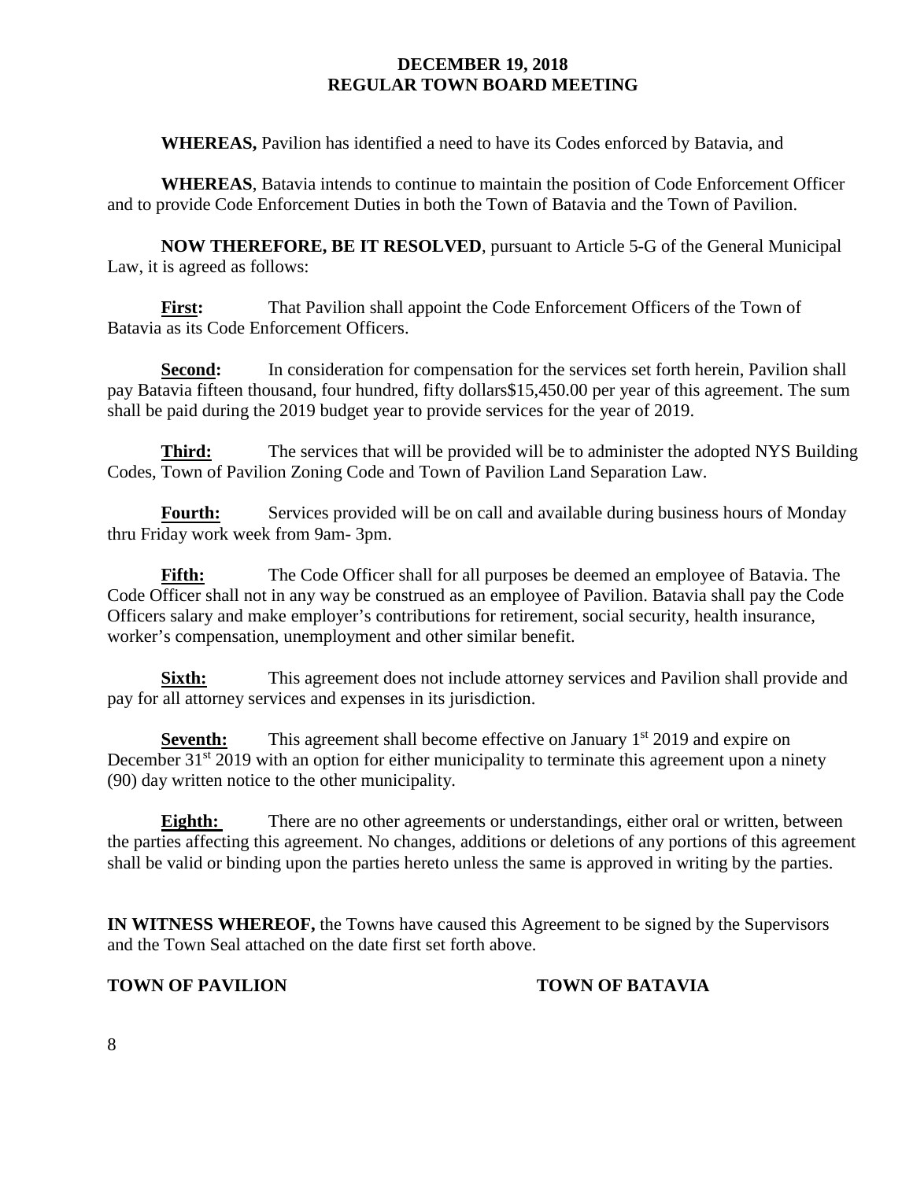**WHEREAS,** Pavilion has identified a need to have its Codes enforced by Batavia, and

**WHEREAS**, Batavia intends to continue to maintain the position of Code Enforcement Officer and to provide Code Enforcement Duties in both the Town of Batavia and the Town of Pavilion.

**NOW THEREFORE, BE IT RESOLVED**, pursuant to Article 5-G of the General Municipal Law, it is agreed as follows:

**First:** That Pavilion shall appoint the Code Enforcement Officers of the Town of Batavia as its Code Enforcement Officers.

**Second:** In consideration for compensation for the services set forth herein, Pavilion shall pay Batavia fifteen thousand, four hundred, fifty dollars$15,450.00 per year of this agreement. The sum shall be paid during the 2019 budget year to provide services for the year of 2019.

**Third:** The services that will be provided will be to administer the adopted NYS Building Codes, Town of Pavilion Zoning Code and Town of Pavilion Land Separation Law.

**Fourth:** Services provided will be on call and available during business hours of Monday thru Friday work week from 9am- 3pm.

**Fifth:** The Code Officer shall for all purposes be deemed an employee of Batavia. The Code Officer shall not in any way be construed as an employee of Pavilion. Batavia shall pay the Code Officers salary and make employer's contributions for retirement, social security, health insurance, worker's compensation, unemployment and other similar benefit.

**Sixth:** This agreement does not include attorney services and Pavilion shall provide and pay for all attorney services and expenses in its jurisdiction.

**Seventh:** This agreement shall become effective on January 1st 2019 and expire on December 31st 2019 with an option for either municipality to terminate this agreement upon a ninety (90) day written notice to the other municipality.

**Eighth:** There are no other agreements or understandings, either oral or written, between the parties affecting this agreement. No changes, additions or deletions of any portions of this agreement shall be valid or binding upon the parties hereto unless the same is approved in writing by the parties.

**IN WITNESS WHEREOF,** the Towns have caused this Agreement to be signed by the Supervisors and the Town Seal attached on the date first set forth above.

**TOWN OF PAVILION** **TOWN OF BATAVIA**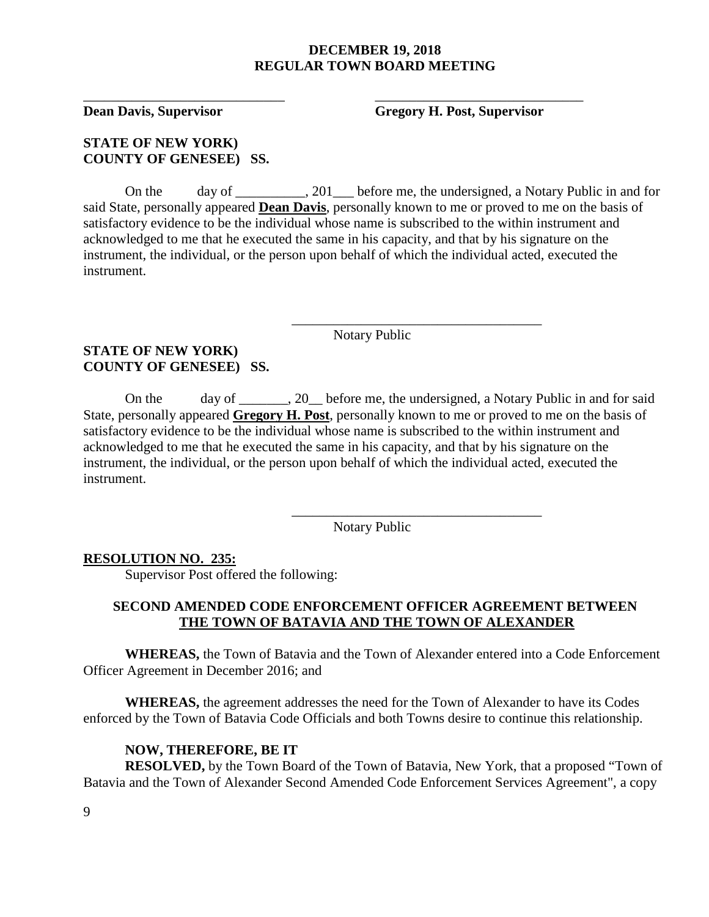\_\_\_\_\_\_\_\_\_\_\_\_\_\_\_\_\_\_\_\_\_\_\_\_\_\_\_\_\_\_ \_\_\_\_\_\_\_\_\_\_\_\_\_\_\_\_\_\_\_\_\_\_\_\_\_\_\_\_\_\_\_

**Dean Davis, Supervisor** **Gregory H. Post, Supervisor**

**STATE OF NEW YORK)**
**COUNTY OF GENESEE) SS.**

On the day of __________, 201___ before me, the undersigned, a Notary Public in and for said State, personally appeared **Dean Davis**, personally known to me or proved to me on the basis of satisfactory evidence to be the individual whose name is subscribed to the within instrument and acknowledged to me that he executed the same in his capacity, and that by his signature on the instrument, the individual, or the person upon behalf of which the individual acted, executed the instrument.

\_\_\_\_\_\_\_\_\_\_\_\_\_\_\_\_\_\_\_\_\_\_\_\_\_\_\_\_\_\_\_\_\_\_\_\_\_
Notary Public

**STATE OF NEW YORK)**
**COUNTY OF GENESEE) SS.**

On the day of _______, 20__ before me, the undersigned, a Notary Public in and for said State, personally appeared **Gregory H. Post**, personally known to me or proved to me on the basis of satisfactory evidence to be the individual whose name is subscribed to the within instrument and acknowledged to me that he executed the same in his capacity, and that by his signature on the instrument, the individual, or the person upon behalf of which the individual acted, executed the instrument.

\_\_\_\_\_\_\_\_\_\_\_\_\_\_\_\_\_\_\_\_\_\_\_\_\_\_\_\_\_\_\_\_\_\_\_\_\_
Notary Public

**RESOLUTION NO. 235:**

Supervisor Post offered the following:

**SECOND AMENDED CODE ENFORCEMENT OFFICER AGREEMENT BETWEEN THE TOWN OF BATAVIA AND THE TOWN OF ALEXANDER**

**WHEREAS,** the Town of Batavia and the Town of Alexander entered into a Code Enforcement Officer Agreement in December 2016; and

**WHEREAS,** the agreement addresses the need for the Town of Alexander to have its Codes enforced by the Town of Batavia Code Officials and both Towns desire to continue this relationship.

**NOW, THEREFORE, BE IT**

**RESOLVED,** by the Town Board of the Town of Batavia, New York, that a proposed "Town of Batavia and the Town of Alexander Second Amended Code Enforcement Services Agreement", a copy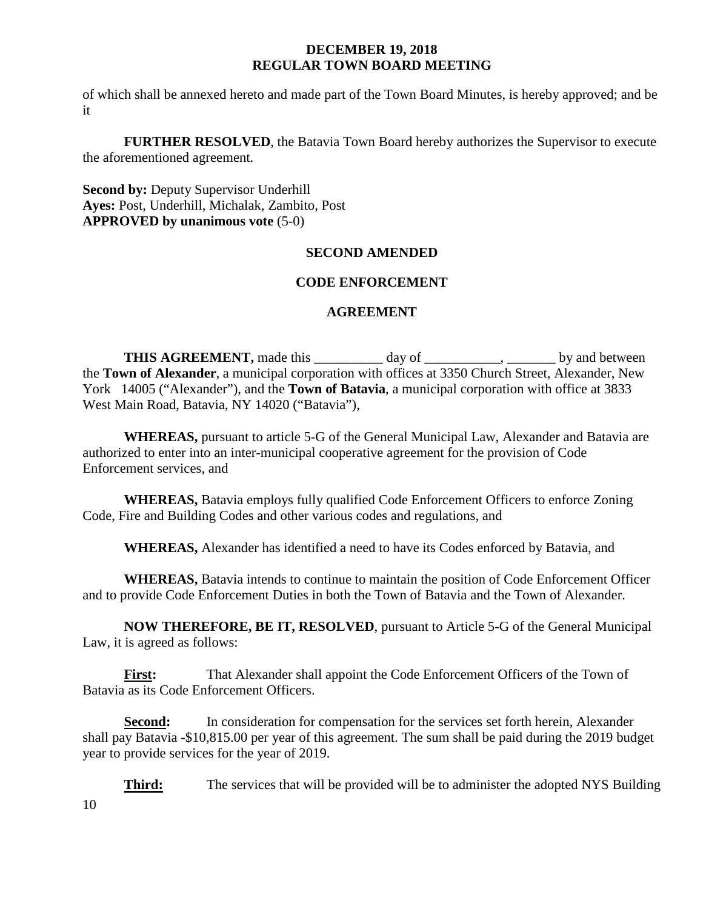of which shall be annexed hereto and made part of the Town Board Minutes, is hereby approved; and be it

**FURTHER RESOLVED**, the Batavia Town Board hereby authorizes the Supervisor to execute the aforementioned agreement.

**Second by:** Deputy Supervisor Underhill
**Ayes:** Post, Underhill, Michalak, Zambito, Post
**APPROVED by unanimous vote** (5-0)

**SECOND AMENDED**

**CODE ENFORCEMENT**

**AGREEMENT**

**THIS AGREEMENT,** made this __________ day of ___________, _______ by and between the **Town of Alexander**, a municipal corporation with offices at 3350 Church Street, Alexander, New York 14005 ("Alexander"), and the **Town of Batavia**, a municipal corporation with office at 3833 West Main Road, Batavia, NY 14020 ("Batavia"),

**WHEREAS,** pursuant to article 5-G of the General Municipal Law, Alexander and Batavia are authorized to enter into an inter-municipal cooperative agreement for the provision of Code Enforcement services, and

**WHEREAS,** Batavia employs fully qualified Code Enforcement Officers to enforce Zoning Code, Fire and Building Codes and other various codes and regulations, and

**WHEREAS,** Alexander has identified a need to have its Codes enforced by Batavia, and

**WHEREAS,** Batavia intends to continue to maintain the position of Code Enforcement Officer and to provide Code Enforcement Duties in both the Town of Batavia and the Town of Alexander.

**NOW THEREFORE, BE IT, RESOLVED**, pursuant to Article 5-G of the General Municipal Law, it is agreed as follows:

**First:** That Alexander shall appoint the Code Enforcement Officers of the Town of Batavia as its Code Enforcement Officers.

**Second:** In consideration for compensation for the services set forth herein, Alexander shall pay Batavia -$10,815.00 per year of this agreement. The sum shall be paid during the 2019 budget year to provide services for the year of 2019.

**Third:** The services that will be provided will be to administer the adopted NYS Building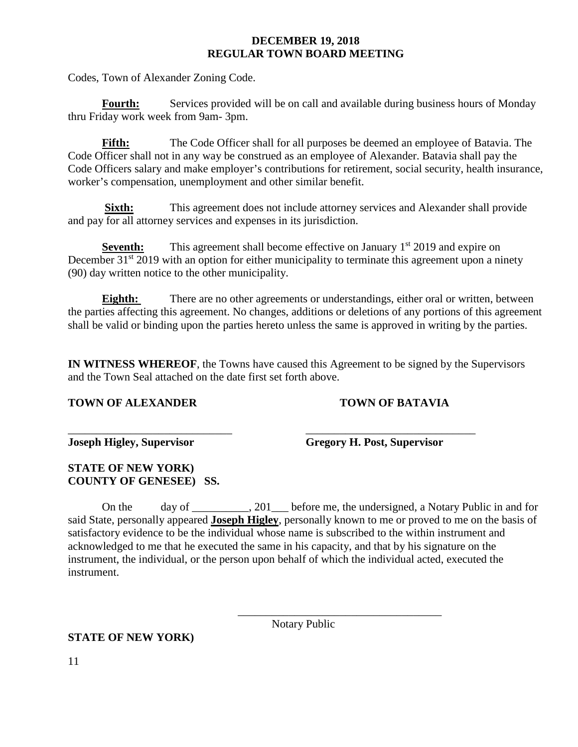Codes, Town of Alexander Zoning Code.

**Fourth:** Services provided will be on call and available during business hours of Monday thru Friday work week from 9am- 3pm.

**Fifth:** The Code Officer shall for all purposes be deemed an employee of Batavia. The Code Officer shall not in any way be construed as an employee of Alexander. Batavia shall pay the Code Officers salary and make employer's contributions for retirement, social security, health insurance, worker's compensation, unemployment and other similar benefit.

**Sixth:** This agreement does not include attorney services and Alexander shall provide and pay for all attorney services and expenses in its jurisdiction.

**Seventh:** This agreement shall become effective on January 1st 2019 and expire on December 31st 2019 with an option for either municipality to terminate this agreement upon a ninety (90) day written notice to the other municipality.

**Eighth:** There are no other agreements or understandings, either oral or written, between the parties affecting this agreement. No changes, additions or deletions of any portions of this agreement shall be valid or binding upon the parties hereto unless the same is approved in writing by the parties.

**IN WITNESS WHEREOF**, the Towns have caused this Agreement to be signed by the Supervisors and the Town Seal attached on the date first set forth above.

**TOWN OF ALEXANDER**

_____________________________

**Joseph Higley, Supervisor**

**TOWN OF BATAVIA**

_____________________________

**Gregory H. Post, Supervisor**

**STATE OF NEW YORK)**
**COUNTY OF GENESEE) SS.**

On the day of __________, 201___ before me, the undersigned, a Notary Public in and for said State, personally appeared **Joseph Higley**, personally known to me or proved to me on the basis of satisfactory evidence to be the individual whose name is subscribed to the within instrument and acknowledged to me that he executed the same in his capacity, and that by his signature on the instrument, the individual, or the person upon behalf of which the individual acted, executed the instrument.

_____________________________
Notary Public

**STATE OF NEW YORK)**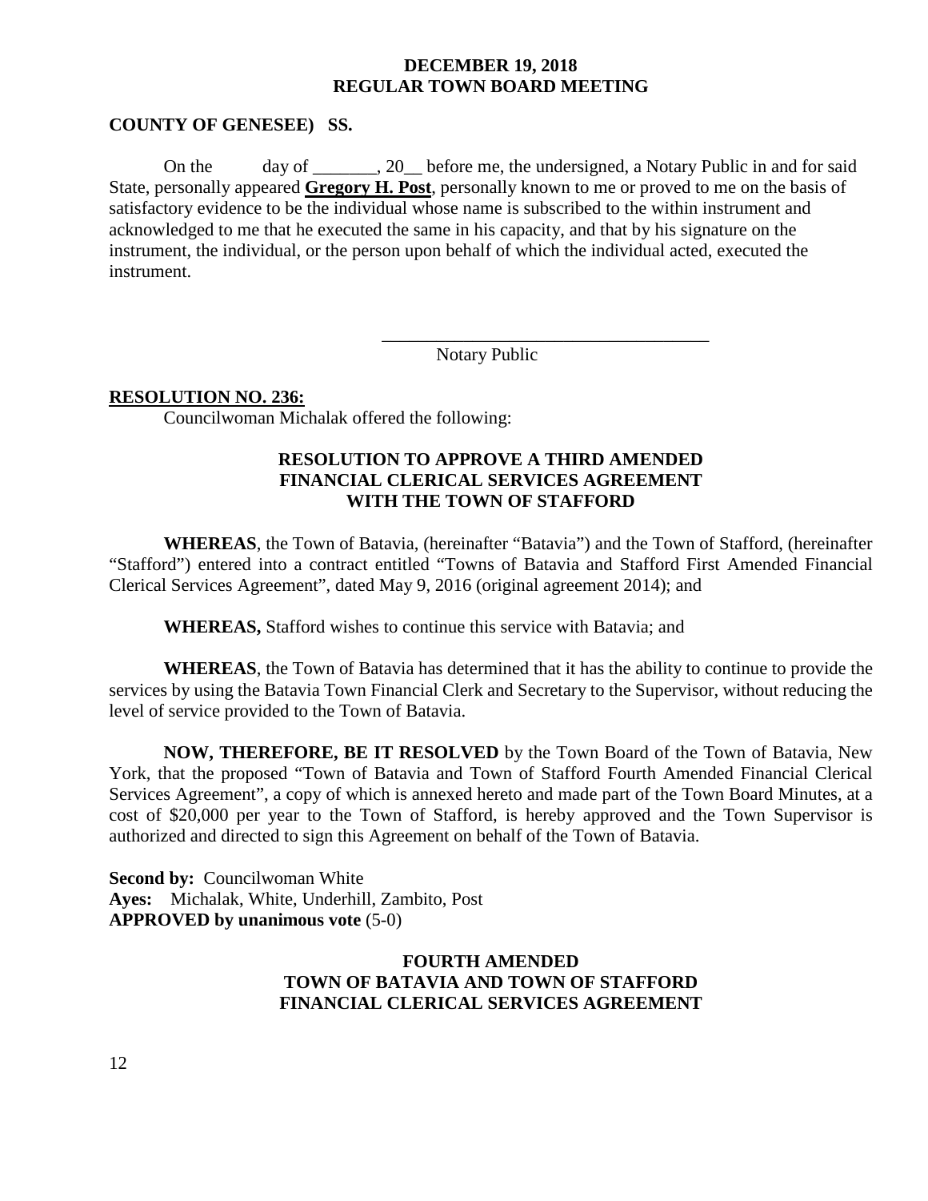**COUNTY OF GENESEE) SS.**

On the day of _______, 20__ before me, the undersigned, a Notary Public in and for said State, personally appeared **Gregory H. Post**, personally known to me or proved to me on the basis of satisfactory evidence to be the individual whose name is subscribed to the within instrument and acknowledged to me that he executed the same in his capacity, and that by his signature on the instrument, the individual, or the person upon behalf of which the individual acted, executed the instrument.

_____________________________________
Notary Public

**RESOLUTION NO. 236:**

Councilwoman Michalak offered the following:

**RESOLUTION TO APPROVE A THIRD AMENDED FINANCIAL CLERICAL SERVICES AGREEMENT WITH THE TOWN OF STAFFORD**

**WHEREAS**, the Town of Batavia, (hereinafter "Batavia") and the Town of Stafford, (hereinafter "Stafford") entered into a contract entitled "Towns of Batavia and Stafford First Amended Financial Clerical Services Agreement", dated May 9, 2016 (original agreement 2014); and

**WHEREAS,** Stafford wishes to continue this service with Batavia; and

**WHEREAS**, the Town of Batavia has determined that it has the ability to continue to provide the services by using the Batavia Town Financial Clerk and Secretary to the Supervisor, without reducing the level of service provided to the Town of Batavia.

**NOW, THEREFORE, BE IT RESOLVED** by the Town Board of the Town of Batavia, New York, that the proposed "Town of Batavia and Town of Stafford Fourth Amended Financial Clerical Services Agreement", a copy of which is annexed hereto and made part of the Town Board Minutes, at a cost of $20,000 per year to the Town of Stafford, is hereby approved and the Town Supervisor is authorized and directed to sign this Agreement on behalf of the Town of Batavia.

**Second by:** Councilwoman White
**Ayes:** Michalak, White, Underhill, Zambito, Post
**APPROVED by unanimous vote** (5-0)

**FOURTH AMENDED
TOWN OF BATAVIA AND TOWN OF STAFFORD
FINANCIAL CLERICAL SERVICES AGREEMENT**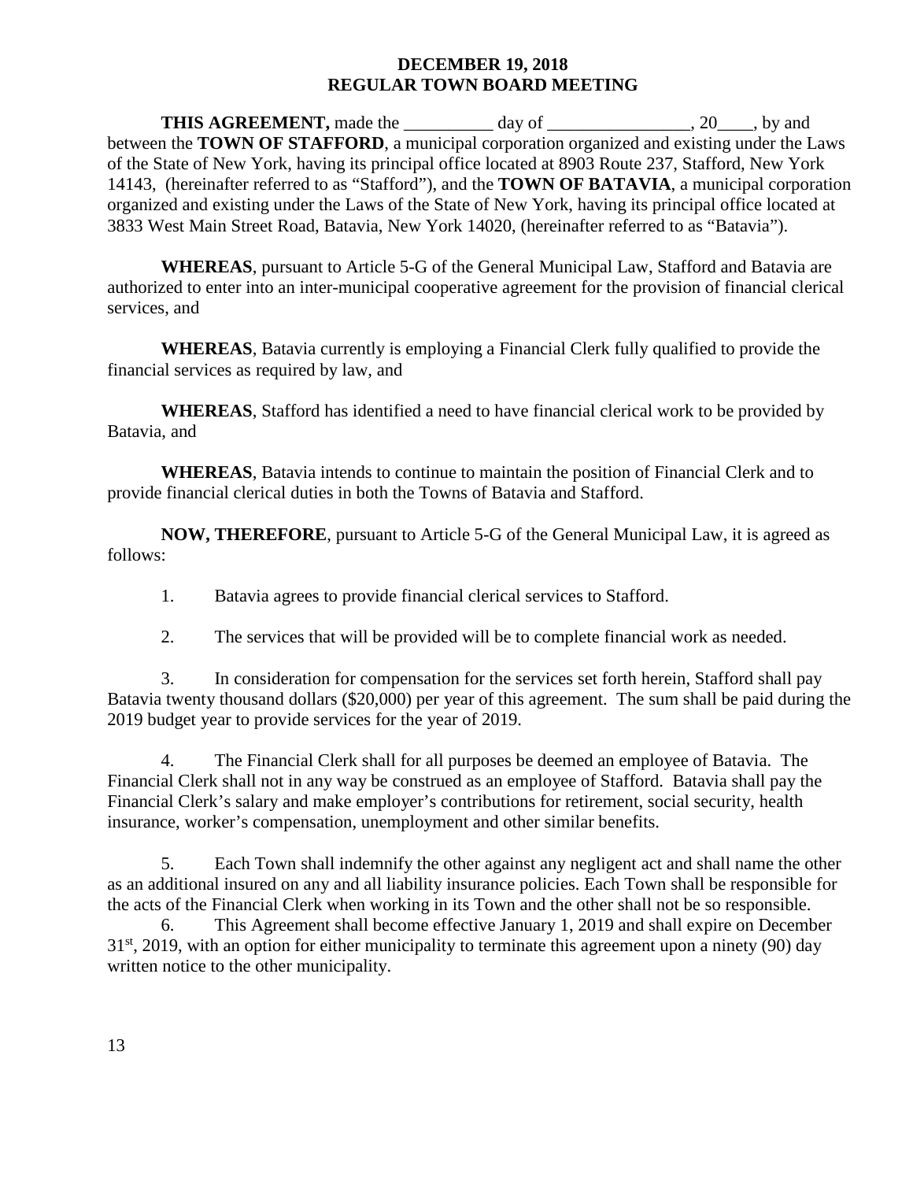**DECEMBER 19, 2018**
**REGULAR TOWN BOARD MEETING**

**THIS AGREEMENT,** made the __________ day of ________________, 20____, by and between the **TOWN OF STAFFORD**, a municipal corporation organized and existing under the Laws of the State of New York, having its principal office located at 8903 Route 237, Stafford, New York 14143, (hereinafter referred to as "Stafford"), and the **TOWN OF BATAVIA**, a municipal corporation organized and existing under the Laws of the State of New York, having its principal office located at 3833 West Main Street Road, Batavia, New York 14020, (hereinafter referred to as "Batavia").

**WHEREAS**, pursuant to Article 5-G of the General Municipal Law, Stafford and Batavia are authorized to enter into an inter-municipal cooperative agreement for the provision of financial clerical services, and

**WHEREAS**, Batavia currently is employing a Financial Clerk fully qualified to provide the financial services as required by law, and

**WHEREAS**, Stafford has identified a need to have financial clerical work to be provided by Batavia, and

**WHEREAS**, Batavia intends to continue to maintain the position of Financial Clerk and to provide financial clerical duties in both the Towns of Batavia and Stafford.

**NOW, THEREFORE**, pursuant to Article 5-G of the General Municipal Law, it is agreed as follows:

1. Batavia agrees to provide financial clerical services to Stafford.

2. The services that will be provided will be to complete financial work as needed.

3. In consideration for compensation for the services set forth herein, Stafford shall pay Batavia twenty thousand dollars ($20,000) per year of this agreement. The sum shall be paid during the 2019 budget year to provide services for the year of 2019.

4. The Financial Clerk shall for all purposes be deemed an employee of Batavia. The Financial Clerk shall not in any way be construed as an employee of Stafford. Batavia shall pay the Financial Clerk's salary and make employer's contributions for retirement, social security, health insurance, worker's compensation, unemployment and other similar benefits.

5. Each Town shall indemnify the other against any negligent act and shall name the other as an additional insured on any and all liability insurance policies. Each Town shall be responsible for the acts of the Financial Clerk when working in its Town and the other shall not be so responsible.

6. This Agreement shall become effective January 1, 2019 and shall expire on December 31st, 2019, with an option for either municipality to terminate this agreement upon a ninety (90) day written notice to the other municipality.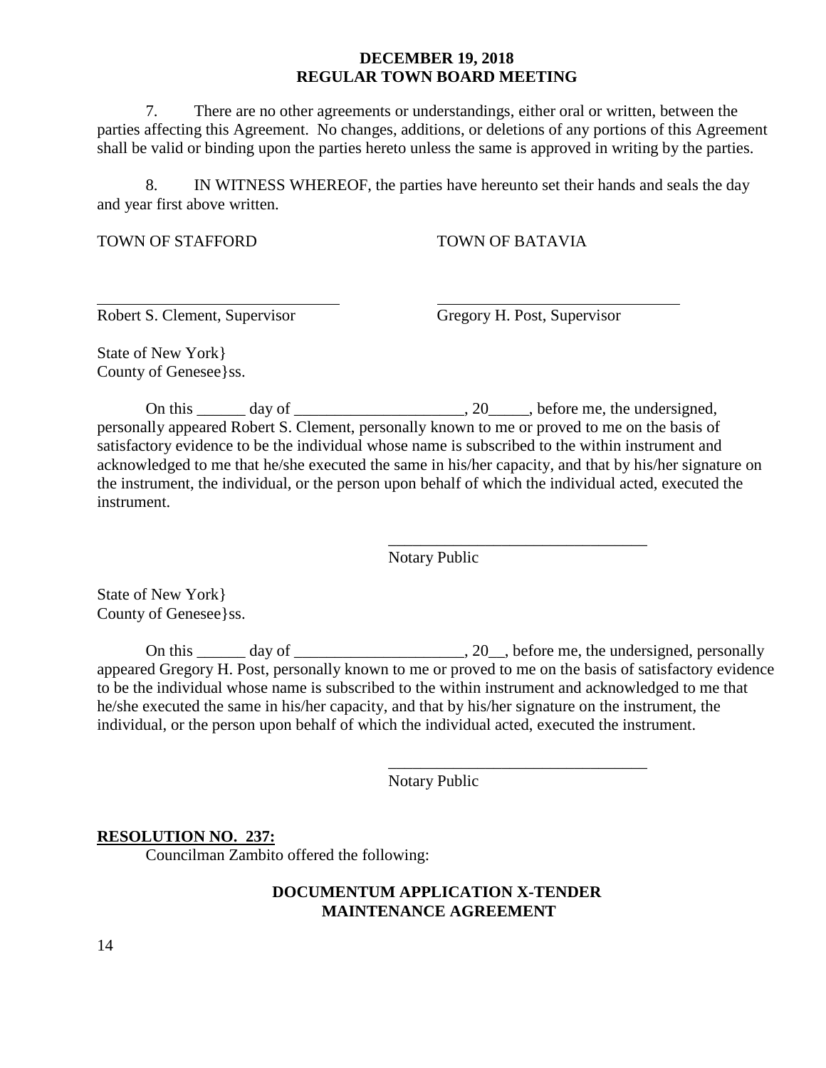7. There are no other agreements or understandings, either oral or written, between the parties affecting this Agreement. No changes, additions, or deletions of any portions of this Agreement shall be valid or binding upon the parties hereto unless the same is approved in writing by the parties.

8. IN WITNESS WHEREOF, the parties have hereunto set their hands and seals the day and year first above written.

TOWN OF STAFFORD TOWN OF BATAVIA

\_\_\_\_\_\_\_\_\_\_\_\_\_\_\_\_\_\_\_\_\_\_\_\_\_\_\_\_\_\_\_\_ \_\_\_\_\_\_\_\_\_\_\_\_\_\_\_\_\_\_\_\_\_\_\_\_\_\_\_\_\_\_\_\_
Robert S. Clement, Supervisor Gregory H. Post, Supervisor

State of New York}
County of Genesee}ss.

On this ______ day of _____________________, 20_____, before me, the undersigned, personally appeared Robert S. Clement, personally known to me or proved to me on the basis of satisfactory evidence to be the individual whose name is subscribed to the within instrument and acknowledged to me that he/she executed the same in his/her capacity, and that by his/her signature on the instrument, the individual, or the person upon behalf of which the individual acted, executed the instrument.

________________________________
Notary Public

State of New York}
County of Genesee}ss.

On this ______ day of _____________________, 20__, before me, the undersigned, personally appeared Gregory H. Post, personally known to me or proved to me on the basis of satisfactory evidence to be the individual whose name is subscribed to the within instrument and acknowledged to me that he/she executed the same in his/her capacity, and that by his/her signature on the instrument, the individual, or the person upon behalf of which the individual acted, executed the instrument.

________________________________
Notary Public

**RESOLUTION NO. 237:**

Councilman Zambito offered the following:

**DOCUMENTUM APPLICATION X-TENDER MAINTENANCE AGREEMENT**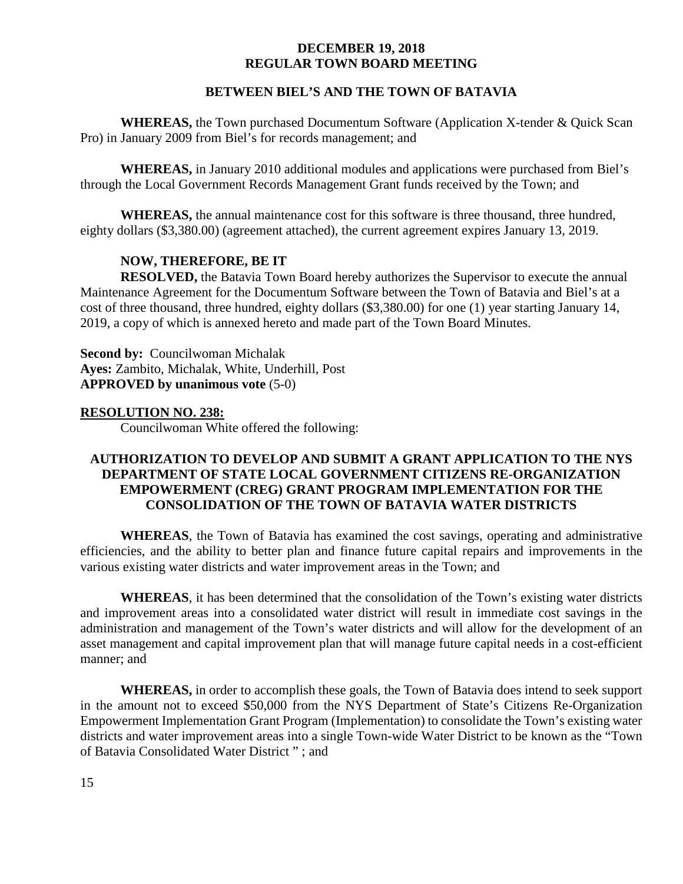**BETWEEN BIEL'S AND THE TOWN OF BATAVIA**

**WHEREAS,** the Town purchased Documentum Software (Application X-tender & Quick Scan Pro) in January 2009 from Biel's for records management; and

**WHEREAS,** in January 2010 additional modules and applications were purchased from Biel's through the Local Government Records Management Grant funds received by the Town; and

**WHEREAS,** the annual maintenance cost for this software is three thousand, three hundred, eighty dollars ($3,380.00) (agreement attached), the current agreement expires January 13, 2019.

**NOW, THEREFORE, BE IT**

**RESOLVED,** the Batavia Town Board hereby authorizes the Supervisor to execute the annual Maintenance Agreement for the Documentum Software between the Town of Batavia and Biel's at a cost of three thousand, three hundred, eighty dollars ($3,380.00) for one (1) year starting January 14, 2019, a copy of which is annexed hereto and made part of the Town Board Minutes.

**Second by:** Councilwoman Michalak
**Ayes:** Zambito, Michalak, White, Underhill, Post
**APPROVED by unanimous vote** (5-0)

**RESOLUTION NO. 238:**

Councilwoman White offered the following:

**AUTHORIZATION TO DEVELOP AND SUBMIT A GRANT APPLICATION TO THE NYS DEPARTMENT OF STATE LOCAL GOVERNMENT CITIZENS RE-ORGANIZATION EMPOWERMENT (CREG) GRANT PROGRAM IMPLEMENTATION FOR THE CONSOLIDATION OF THE TOWN OF BATAVIA WATER DISTRICTS**

**WHEREAS**, the Town of Batavia has examined the cost savings, operating and administrative efficiencies, and the ability to better plan and finance future capital repairs and improvements in the various existing water districts and water improvement areas in the Town; and

**WHEREAS**, it has been determined that the consolidation of the Town's existing water districts and improvement areas into a consolidated water district will result in immediate cost savings in the administration and management of the Town's water districts and will allow for the development of an asset management and capital improvement plan that will manage future capital needs in a cost-efficient manner; and

**WHEREAS,** in order to accomplish these goals, the Town of Batavia does intend to seek support in the amount not to exceed $50,000 from the NYS Department of State's Citizens Re-Organization Empowerment Implementation Grant Program (Implementation) to consolidate the Town's existing water districts and water improvement areas into a single Town-wide Water District to be known as the "Town of Batavia Consolidated Water District " ; and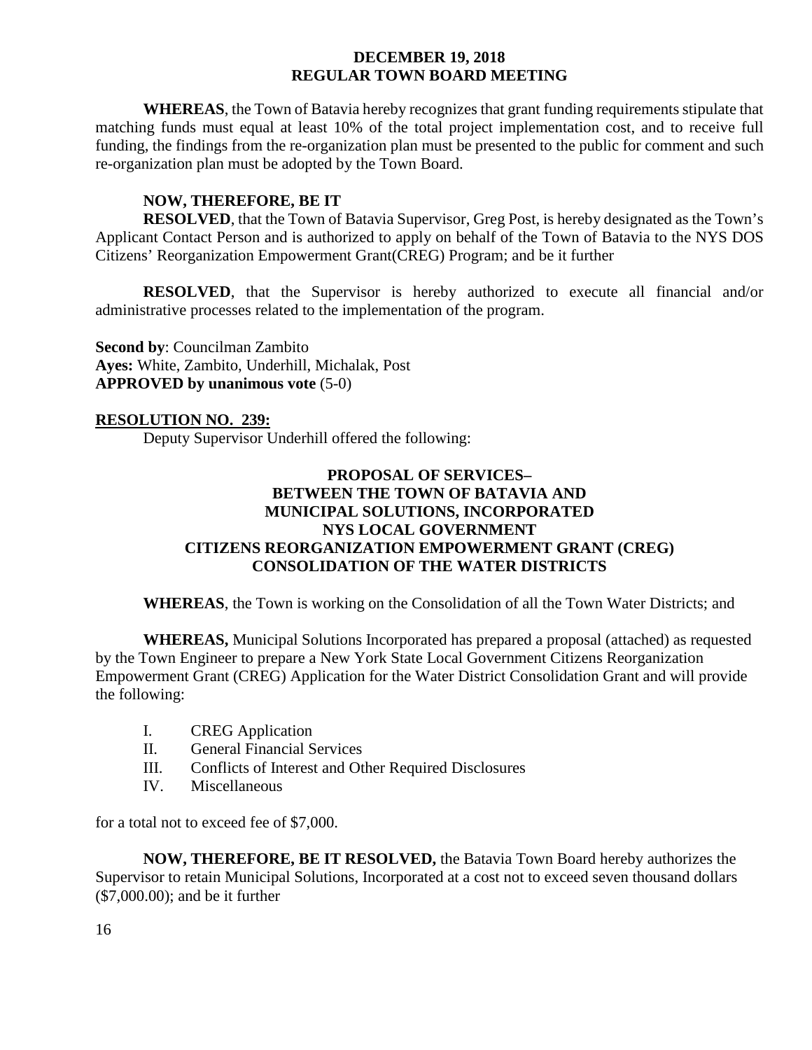**WHEREAS**, the Town of Batavia hereby recognizes that grant funding requirements stipulate that matching funds must equal at least 10% of the total project implementation cost, and to receive full funding, the findings from the re-organization plan must be presented to the public for comment and such re-organization plan must be adopted by the Town Board.

**NOW, THEREFORE, BE IT**

**RESOLVED**, that the Town of Batavia Supervisor, Greg Post, is hereby designated as the Town's Applicant Contact Person and is authorized to apply on behalf of the Town of Batavia to the NYS DOS Citizens' Reorganization Empowerment Grant(CREG) Program; and be it further

**RESOLVED**, that the Supervisor is hereby authorized to execute all financial and/or administrative processes related to the implementation of the program.

**Second by**: Councilman Zambito
**Ayes:** White, Zambito, Underhill, Michalak, Post
**APPROVED by unanimous vote** (5-0)

**RESOLUTION NO. 239:**

Deputy Supervisor Underhill offered the following:

**PROPOSAL OF SERVICES–
BETWEEN THE TOWN OF BATAVIA AND
MUNICIPAL SOLUTIONS, INCORPORATED
NYS LOCAL GOVERNMENT
CITIZENS REORGANIZATION EMPOWERMENT GRANT (CREG)
CONSOLIDATION OF THE WATER DISTRICTS**

**WHEREAS**, the Town is working on the Consolidation of all the Town Water Districts; and

**WHEREAS,** Municipal Solutions Incorporated has prepared a proposal (attached) as requested by the Town Engineer to prepare a New York State Local Government Citizens Reorganization Empowerment Grant (CREG) Application for the Water District Consolidation Grant and will provide the following:

- I. CREG Application
- II. General Financial Services
- III. Conflicts of Interest and Other Required Disclosures
- IV. Miscellaneous

for a total not to exceed fee of $7,000.

**NOW, THEREFORE, BE IT RESOLVED,** the Batavia Town Board hereby authorizes the Supervisor to retain Municipal Solutions, Incorporated at a cost not to exceed seven thousand dollars ($7,000.00); and be it further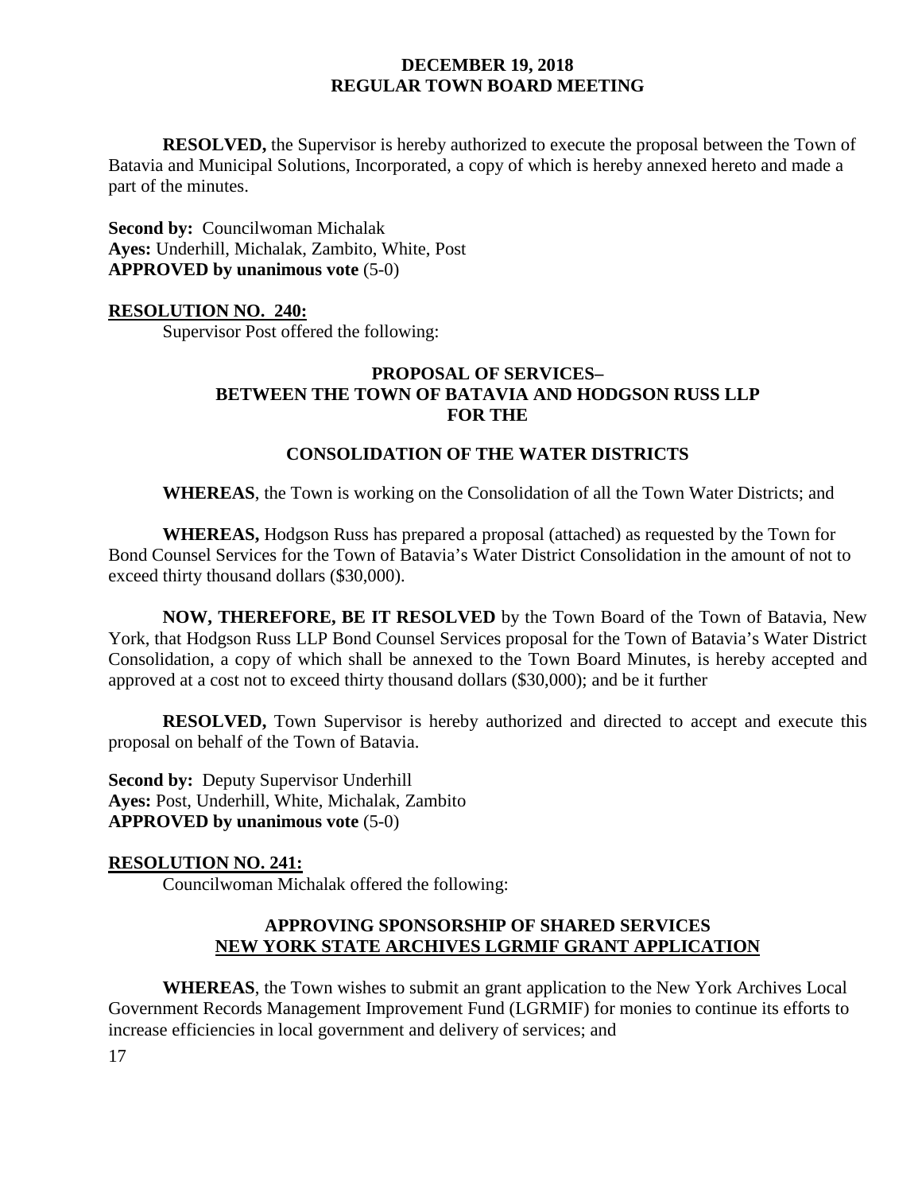**RESOLVED,** the Supervisor is hereby authorized to execute the proposal between the Town of Batavia and Municipal Solutions, Incorporated, a copy of which is hereby annexed hereto and made a part of the minutes.

**Second by:** Councilwoman Michalak
**Ayes:** Underhill, Michalak, Zambito, White, Post
**APPROVED by unanimous vote** (5-0)

**RESOLUTION NO. 240:**

Supervisor Post offered the following:

**PROPOSAL OF SERVICES– BETWEEN THE TOWN OF BATAVIA AND HODGSON RUSS LLP FOR THE**

**CONSOLIDATION OF THE WATER DISTRICTS**

**WHEREAS**, the Town is working on the Consolidation of all the Town Water Districts; and

**WHEREAS,** Hodgson Russ has prepared a proposal (attached) as requested by the Town for Bond Counsel Services for the Town of Batavia's Water District Consolidation in the amount of not to exceed thirty thousand dollars ($30,000).

**NOW, THEREFORE, BE IT RESOLVED** by the Town Board of the Town of Batavia, New York, that Hodgson Russ LLP Bond Counsel Services proposal for the Town of Batavia's Water District Consolidation, a copy of which shall be annexed to the Town Board Minutes, is hereby accepted and approved at a cost not to exceed thirty thousand dollars ($30,000); and be it further

**RESOLVED,** Town Supervisor is hereby authorized and directed to accept and execute this proposal on behalf of the Town of Batavia.

**Second by:** Deputy Supervisor Underhill
**Ayes:** Post, Underhill, White, Michalak, Zambito
**APPROVED by unanimous vote** (5-0)

**RESOLUTION NO. 241:**

Councilwoman Michalak offered the following:

**APPROVING SPONSORSHIP OF SHARED SERVICES NEW YORK STATE ARCHIVES LGRMIF GRANT APPLICATION**

**WHEREAS**, the Town wishes to submit an grant application to the New York Archives Local Government Records Management Improvement Fund (LGRMIF) for monies to continue its efforts to increase efficiencies in local government and delivery of services; and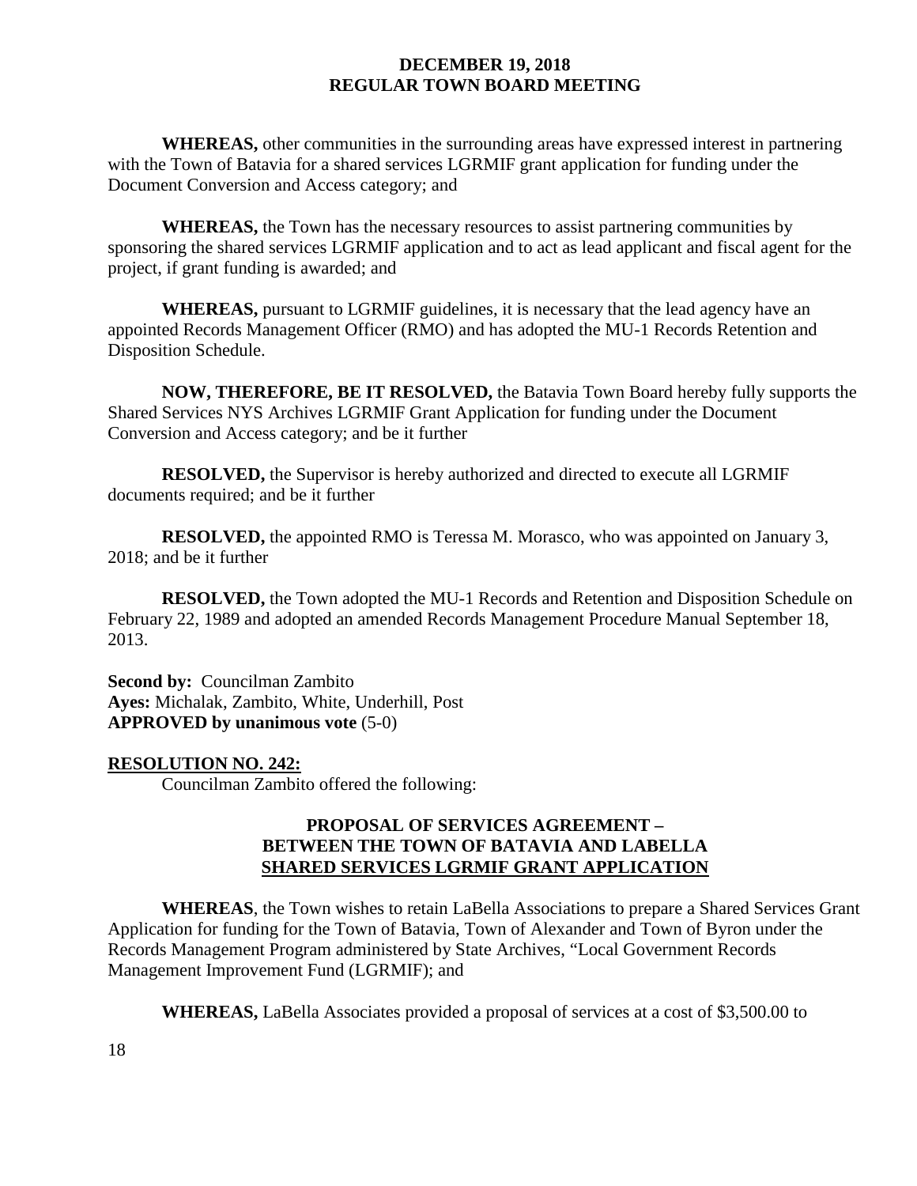**WHEREAS,** other communities in the surrounding areas have expressed interest in partnering with the Town of Batavia for a shared services LGRMIF grant application for funding under the Document Conversion and Access category; and

**WHEREAS,** the Town has the necessary resources to assist partnering communities by sponsoring the shared services LGRMIF application and to act as lead applicant and fiscal agent for the project, if grant funding is awarded; and

**WHEREAS,** pursuant to LGRMIF guidelines, it is necessary that the lead agency have an appointed Records Management Officer (RMO) and has adopted the MU-1 Records Retention and Disposition Schedule.

**NOW, THEREFORE, BE IT RESOLVED,** the Batavia Town Board hereby fully supports the Shared Services NYS Archives LGRMIF Grant Application for funding under the Document Conversion and Access category; and be it further

**RESOLVED,** the Supervisor is hereby authorized and directed to execute all LGRMIF documents required; and be it further

**RESOLVED,** the appointed RMO is Teressa M. Morasco, who was appointed on January 3, 2018; and be it further

**RESOLVED,** the Town adopted the MU-1 Records and Retention and Disposition Schedule on February 22, 1989 and adopted an amended Records Management Procedure Manual September 18, 2013.

**Second by:** Councilman Zambito
**Ayes:** Michalak, Zambito, White, Underhill, Post
**APPROVED by unanimous vote** (5-0)

**RESOLUTION NO. 242:**

Councilman Zambito offered the following:

**PROPOSAL OF SERVICES AGREEMENT – BETWEEN THE TOWN OF BATAVIA AND LABELLA SHARED SERVICES LGRMIF GRANT APPLICATION**

**WHEREAS**, the Town wishes to retain LaBella Associations to prepare a Shared Services Grant Application for funding for the Town of Batavia, Town of Alexander and Town of Byron under the Records Management Program administered by State Archives, "Local Government Records Management Improvement Fund (LGRMIF); and

**WHEREAS,** LaBella Associates provided a proposal of services at a cost of $3,500.00 to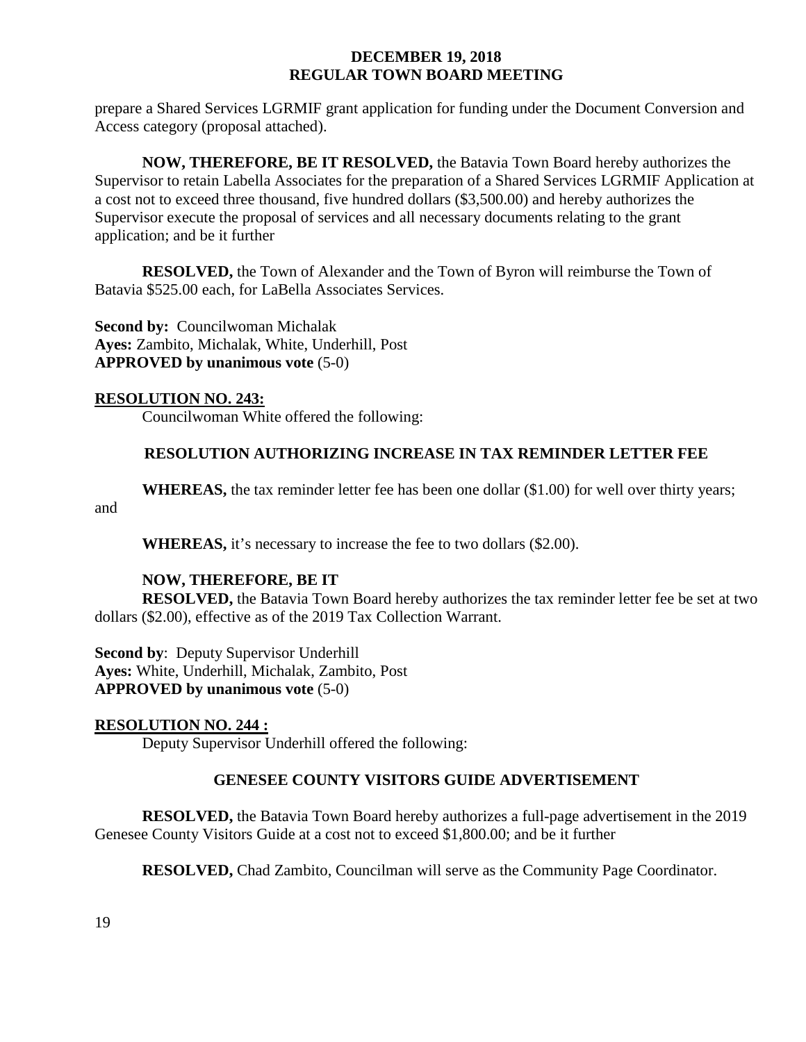prepare a Shared Services LGRMIF grant application for funding under the Document Conversion and Access category (proposal attached).

**NOW, THEREFORE, BE IT RESOLVED,** the Batavia Town Board hereby authorizes the Supervisor to retain Labella Associates for the preparation of a Shared Services LGRMIF Application at a cost not to exceed three thousand, five hundred dollars ($3,500.00) and hereby authorizes the Supervisor execute the proposal of services and all necessary documents relating to the grant application; and be it further

**RESOLVED,** the Town of Alexander and the Town of Byron will reimburse the Town of Batavia $525.00 each, for LaBella Associates Services.

**Second by:** Councilwoman Michalak
**Ayes:** Zambito, Michalak, White, Underhill, Post
**APPROVED by unanimous vote** (5-0)

**RESOLUTION NO. 243:**

Councilwoman White offered the following:

**RESOLUTION AUTHORIZING INCREASE IN TAX REMINDER LETTER FEE**

**WHEREAS,** the tax reminder letter fee has been one dollar ($1.00) for well over thirty years; and

**WHEREAS,** it's necessary to increase the fee to two dollars ($2.00).

**NOW, THEREFORE, BE IT**
**RESOLVED,** the Batavia Town Board hereby authorizes the tax reminder letter fee be set at two dollars ($2.00), effective as of the 2019 Tax Collection Warrant.

**Second by**: Deputy Supervisor Underhill
**Ayes:** White, Underhill, Michalak, Zambito, Post
**APPROVED by unanimous vote** (5-0)

**RESOLUTION NO. 244 :**

Deputy Supervisor Underhill offered the following:

**GENESEE COUNTY VISITORS GUIDE ADVERTISEMENT**

**RESOLVED,** the Batavia Town Board hereby authorizes a full-page advertisement in the 2019 Genesee County Visitors Guide at a cost not to exceed $1,800.00; and be it further

**RESOLVED,** Chad Zambito, Councilman will serve as the Community Page Coordinator.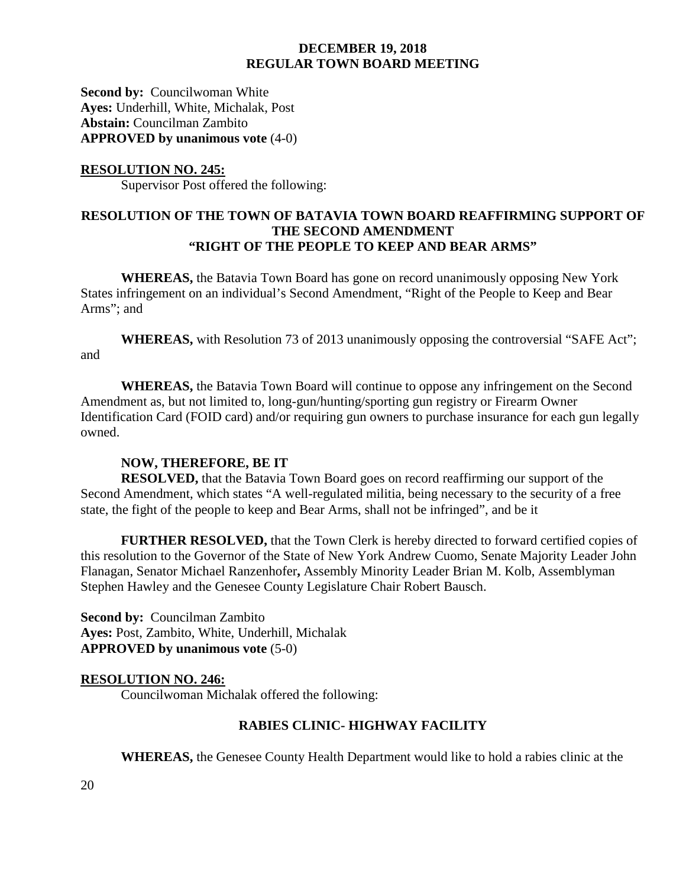**Second by:** Councilwoman White
**Ayes:** Underhill, White, Michalak, Post
**Abstain:** Councilman Zambito
**APPROVED by unanimous vote** (4-0)

**RESOLUTION NO. 245:**

Supervisor Post offered the following:

**RESOLUTION OF THE TOWN OF BATAVIA TOWN BOARD REAFFIRMING SUPPORT OF THE SECOND AMENDMENT "RIGHT OF THE PEOPLE TO KEEP AND BEAR ARMS"**

**WHEREAS,** the Batavia Town Board has gone on record unanimously opposing New York States infringement on an individual's Second Amendment, "Right of the People to Keep and Bear Arms"; and

**WHEREAS,** with Resolution 73 of 2013 unanimously opposing the controversial "SAFE Act"; and

**WHEREAS,** the Batavia Town Board will continue to oppose any infringement on the Second Amendment as, but not limited to, long-gun/hunting/sporting gun registry or Firearm Owner Identification Card (FOID card) and/or requiring gun owners to purchase insurance for each gun legally owned.

**NOW, THEREFORE, BE IT**

**RESOLVED,** that the Batavia Town Board goes on record reaffirming our support of the Second Amendment, which states "A well-regulated militia, being necessary to the security of a free state, the fight of the people to keep and Bear Arms, shall not be infringed", and be it

**FURTHER RESOLVED,** that the Town Clerk is hereby directed to forward certified copies of this resolution to the Governor of the State of New York Andrew Cuomo, Senate Majority Leader John Flanagan, Senator Michael Ranzenhofer**,** Assembly Minority Leader Brian M. Kolb, Assemblyman Stephen Hawley and the Genesee County Legislature Chair Robert Bausch.

**Second by:** Councilman Zambito
**Ayes:** Post, Zambito, White, Underhill, Michalak
**APPROVED by unanimous vote** (5-0)

**RESOLUTION NO. 246:**

Councilwoman Michalak offered the following:

**RABIES CLINIC- HIGHWAY FACILITY**

**WHEREAS,** the Genesee County Health Department would like to hold a rabies clinic at the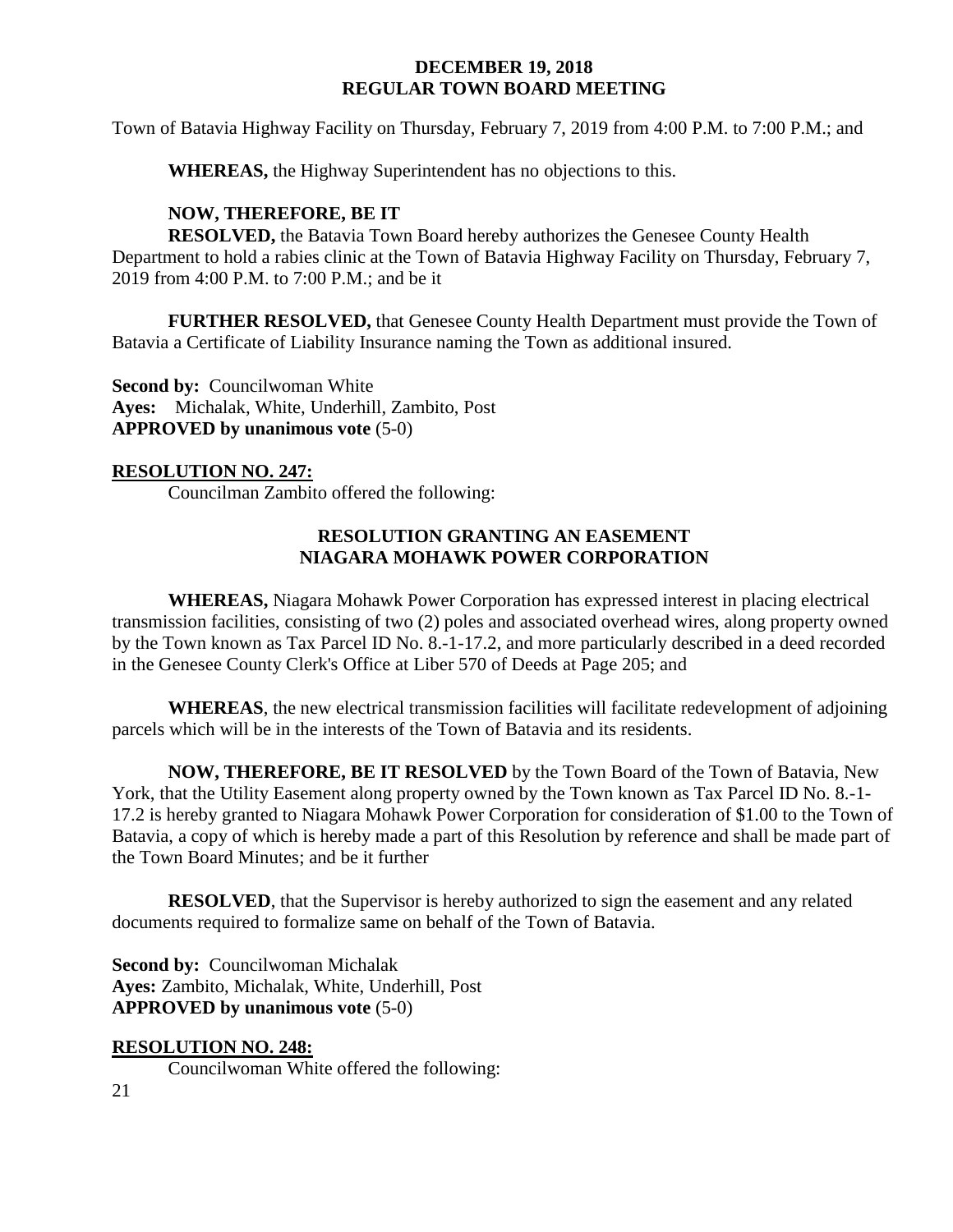Town of Batavia Highway Facility on Thursday, February 7, 2019 from 4:00 P.M. to 7:00 P.M.; and

**WHEREAS,** the Highway Superintendent has no objections to this.

**NOW, THEREFORE, BE IT**
**RESOLVED,** the Batavia Town Board hereby authorizes the Genesee County Health Department to hold a rabies clinic at the Town of Batavia Highway Facility on Thursday, February 7, 2019 from 4:00 P.M. to 7:00 P.M.; and be it

**FURTHER RESOLVED,** that Genesee County Health Department must provide the Town of Batavia a Certificate of Liability Insurance naming the Town as additional insured.

**Second by:** Councilwoman White
**Ayes:** Michalak, White, Underhill, Zambito, Post
**APPROVED by unanimous vote** (5-0)

**RESOLUTION NO. 247:**

Councilman Zambito offered the following:

**RESOLUTION GRANTING AN EASEMENT**
**NIAGARA MOHAWK POWER CORPORATION**

**WHEREAS,** Niagara Mohawk Power Corporation has expressed interest in placing electrical transmission facilities, consisting of two (2) poles and associated overhead wires, along property owned by the Town known as Tax Parcel ID No. 8.-1-17.2, and more particularly described in a deed recorded in the Genesee County Clerk's Office at Liber 570 of Deeds at Page 205; and

**WHEREAS**, the new electrical transmission facilities will facilitate redevelopment of adjoining parcels which will be in the interests of the Town of Batavia and its residents.

**NOW, THEREFORE, BE IT RESOLVED** by the Town Board of the Town of Batavia, New York, that the Utility Easement along property owned by the Town known as Tax Parcel ID No. 8.-1-17.2 is hereby granted to Niagara Mohawk Power Corporation for consideration of $1.00 to the Town of Batavia, a copy of which is hereby made a part of this Resolution by reference and shall be made part of the Town Board Minutes; and be it further

**RESOLVED**, that the Supervisor is hereby authorized to sign the easement and any related documents required to formalize same on behalf of the Town of Batavia.

**Second by:** Councilwoman Michalak
**Ayes:** Zambito, Michalak, White, Underhill, Post
**APPROVED by unanimous vote** (5-0)

**RESOLUTION NO. 248:**

Councilwoman White offered the following: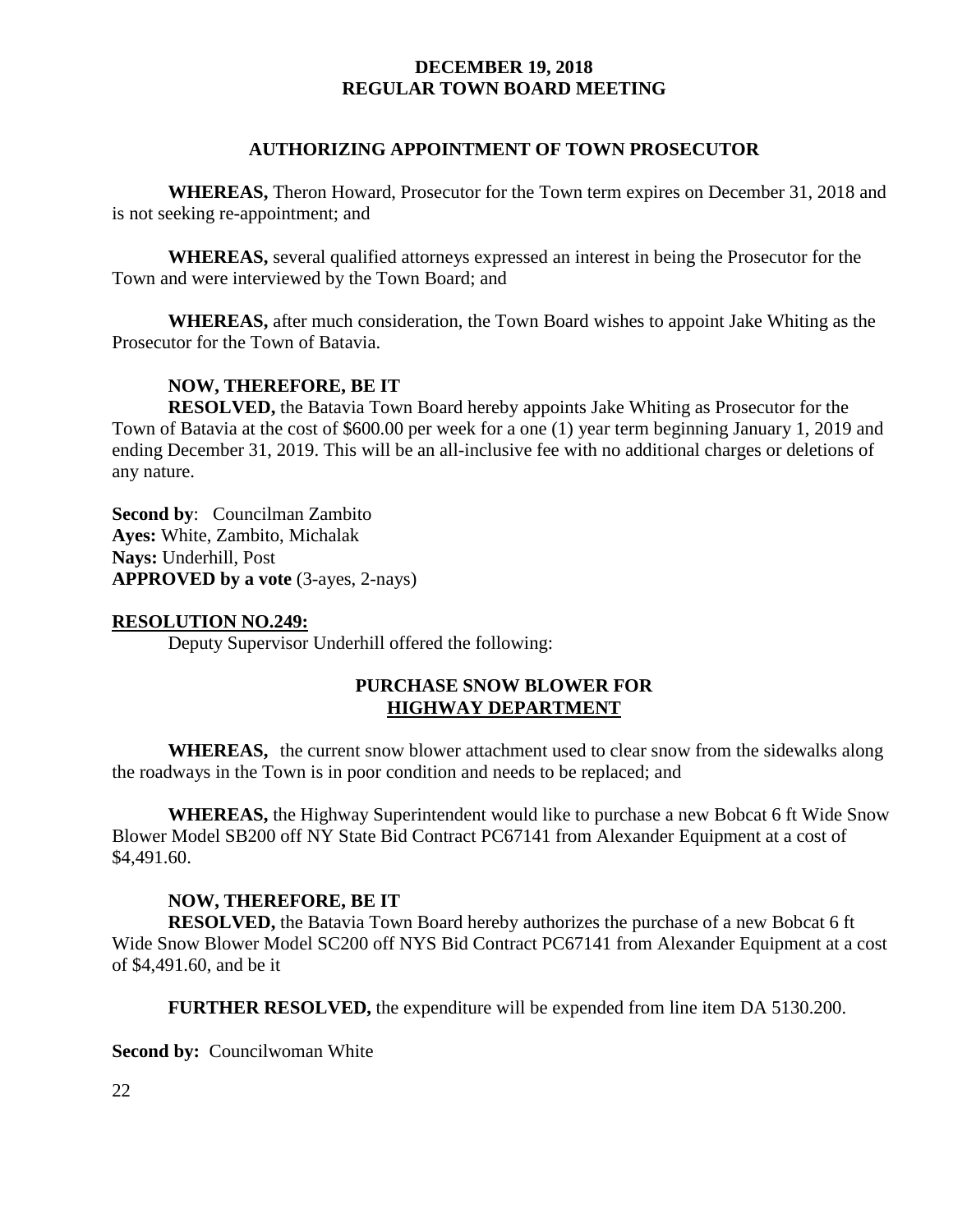### AUTHORIZING APPOINTMENT OF TOWN PROSECUTOR

**WHEREAS,** Theron Howard, Prosecutor for the Town term expires on December 31, 2018 and is not seeking re-appointment; and

**WHEREAS,** several qualified attorneys expressed an interest in being the Prosecutor for the Town and were interviewed by the Town Board; and

**WHEREAS,** after much consideration, the Town Board wishes to appoint Jake Whiting as the Prosecutor for the Town of Batavia.

**NOW, THEREFORE, BE IT**

**RESOLVED,** the Batavia Town Board hereby appoints Jake Whiting as Prosecutor for the Town of Batavia at the cost of $600.00 per week for a one (1) year term beginning January 1, 2019 and ending December 31, 2019. This will be an all-inclusive fee with no additional charges or deletions of any nature.

**Second by**: Councilman Zambito
**Ayes:** White, Zambito, Michalak
**Nays:** Underhill, Post
**APPROVED by a vote** (3-ayes, 2-nays)

**RESOLUTION NO.249:**

Deputy Supervisor Underhill offered the following:

### PURCHASE SNOW BLOWER FOR HIGHWAY DEPARTMENT

**WHEREAS,** the current snow blower attachment used to clear snow from the sidewalks along the roadways in the Town is in poor condition and needs to be replaced; and

**WHEREAS,** the Highway Superintendent would like to purchase a new Bobcat 6 ft Wide Snow Blower Model SB200 off NY State Bid Contract PC67141 from Alexander Equipment at a cost of $4,491.60.

**NOW, THEREFORE, BE IT**

**RESOLVED,** the Batavia Town Board hereby authorizes the purchase of a new Bobcat 6 ft Wide Snow Blower Model SC200 off NYS Bid Contract PC67141 from Alexander Equipment at a cost of $4,491.60, and be it

**FURTHER RESOLVED,** the expenditure will be expended from line item DA 5130.200.

**Second by:** Councilwoman White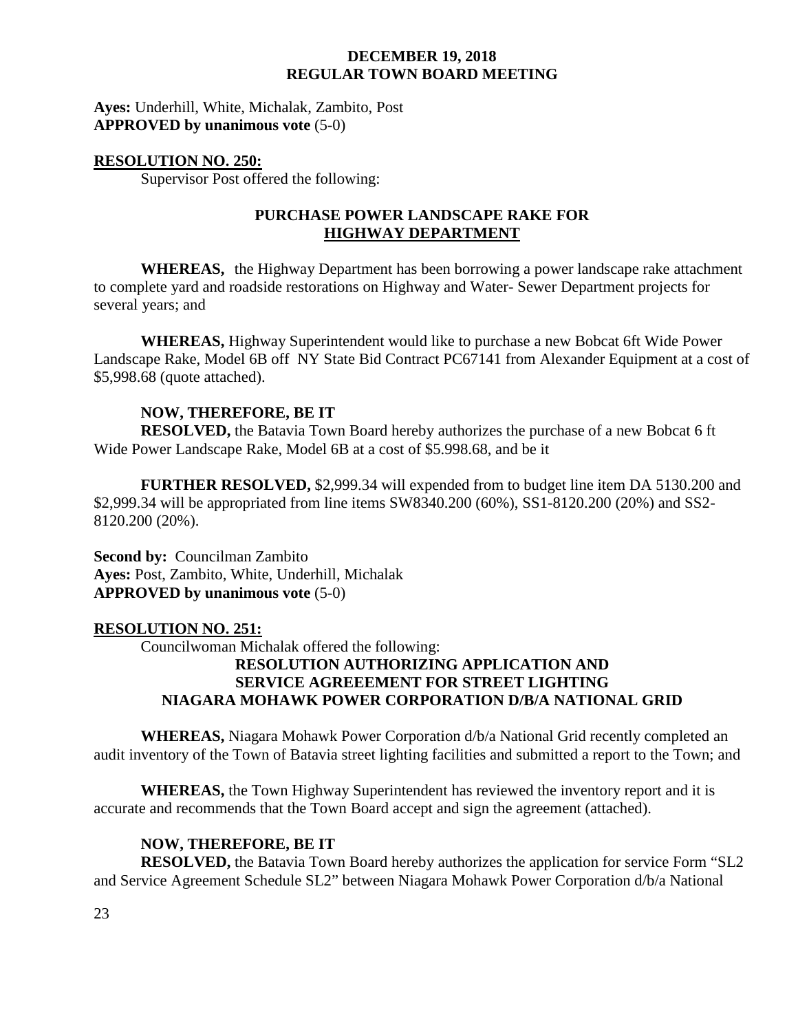**Ayes:** Underhill, White, Michalak, Zambito, Post
**APPROVED by unanimous vote** (5-0)

**RESOLUTION NO. 250:**

Supervisor Post offered the following:

**PURCHASE POWER LANDSCAPE RAKE FOR HIGHWAY DEPARTMENT**

**WHEREAS,** the Highway Department has been borrowing a power landscape rake attachment to complete yard and roadside restorations on Highway and Water- Sewer Department projects for several years; and

**WHEREAS,** Highway Superintendent would like to purchase a new Bobcat 6ft Wide Power Landscape Rake, Model 6B off NY State Bid Contract PC67141 from Alexander Equipment at a cost of $5,998.68 (quote attached).

**NOW, THEREFORE, BE IT**

**RESOLVED,** the Batavia Town Board hereby authorizes the purchase of a new Bobcat 6 ft Wide Power Landscape Rake, Model 6B at a cost of $5.998.68, and be it

**FURTHER RESOLVED,** $2,999.34 will expended from to budget line item DA 5130.200 and $2,999.34 will be appropriated from line items SW8340.200 (60%), SS1-8120.200 (20%) and SS2-8120.200 (20%).

**Second by:** Councilman Zambito
**Ayes:** Post, Zambito, White, Underhill, Michalak
**APPROVED by unanimous vote** (5-0)

**RESOLUTION NO. 251:**

Councilwoman Michalak offered the following:

**RESOLUTION AUTHORIZING APPLICATION AND SERVICE AGREEEMENT FOR STREET LIGHTING NIAGARA MOHAWK POWER CORPORATION D/B/A NATIONAL GRID**

**WHEREAS,** Niagara Mohawk Power Corporation d/b/a National Grid recently completed an audit inventory of the Town of Batavia street lighting facilities and submitted a report to the Town; and

**WHEREAS,** the Town Highway Superintendent has reviewed the inventory report and it is accurate and recommends that the Town Board accept and sign the agreement (attached).

**NOW, THEREFORE, BE IT**

**RESOLVED,** the Batavia Town Board hereby authorizes the application for service Form "SL2 and Service Agreement Schedule SL2" between Niagara Mohawk Power Corporation d/b/a National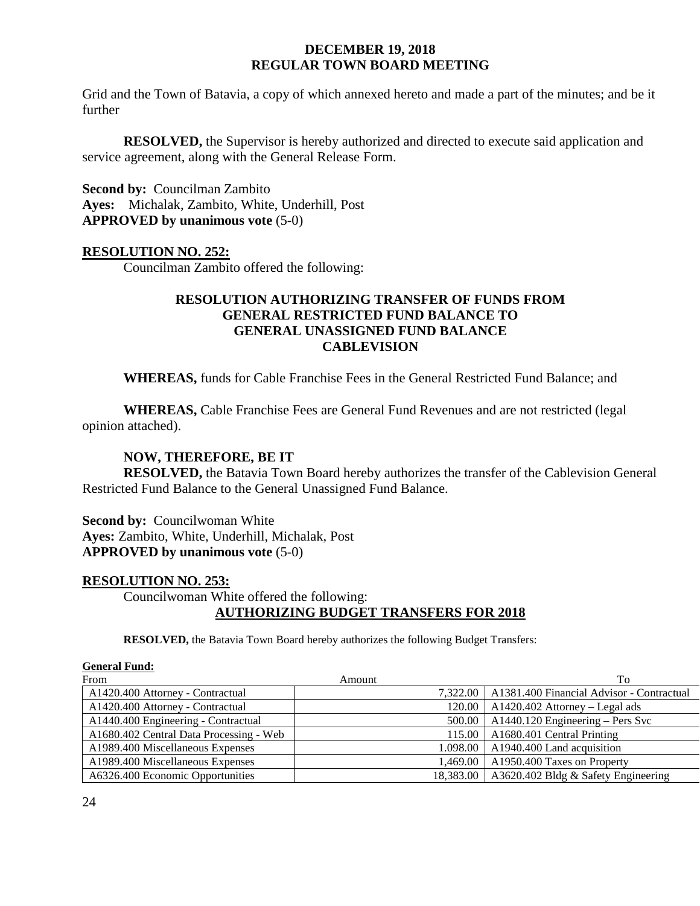Grid and the Town of Batavia, a copy of which annexed hereto and made a part of the minutes; and be it further

**RESOLVED,** the Supervisor is hereby authorized and directed to execute said application and service agreement, along with the General Release Form.

**Second by:** Councilman Zambito
**Ayes:** Michalak, Zambito, White, Underhill, Post
**APPROVED by unanimous vote** (5-0)

**RESOLUTION NO. 252:**

Councilman Zambito offered the following:

**RESOLUTION AUTHORIZING TRANSFER OF FUNDS FROM GENERAL RESTRICTED FUND BALANCE TO GENERAL UNASSIGNED FUND BALANCE CABLEVISION**

**WHEREAS,** funds for Cable Franchise Fees in the General Restricted Fund Balance; and

**WHEREAS,** Cable Franchise Fees are General Fund Revenues and are not restricted (legal opinion attached).

**NOW, THEREFORE, BE IT**

**RESOLVED,** the Batavia Town Board hereby authorizes the transfer of the Cablevision General Restricted Fund Balance to the General Unassigned Fund Balance.

**Second by:** Councilwoman White
**Ayes:** Zambito, White, Underhill, Michalak, Post
**APPROVED by unanimous vote** (5-0)

**RESOLUTION NO. 253:**

Councilwoman White offered the following:

**AUTHORIZING BUDGET TRANSFERS FOR 2018**

**RESOLVED,** the Batavia Town Board hereby authorizes the following Budget Transfers:

**General Fund:**

| From | Amount | To |
|---|---|---|
| A1420.400 Attorney - Contractual | 7,322.00 | A1381.400 Financial Advisor - Contractual |
| A1420.400 Attorney - Contractual | 120.00 | A1420.402 Attorney – Legal ads |
| A1440.400 Engineering - Contractual | 500.00 | A1440.120 Engineering – Pers Svc |
| A1680.402 Central Data Processing - Web | 115.00 | A1680.401 Central Printing |
| A1989.400 Miscellaneous Expenses | 1.098.00 | A1940.400 Land acquisition |
| A1989.400 Miscellaneous Expenses | 1,469.00 | A1950.400 Taxes on Property |
| A6326.400 Economic Opportunities | 18,383.00 | A3620.402 Bldg & Safety Engineering |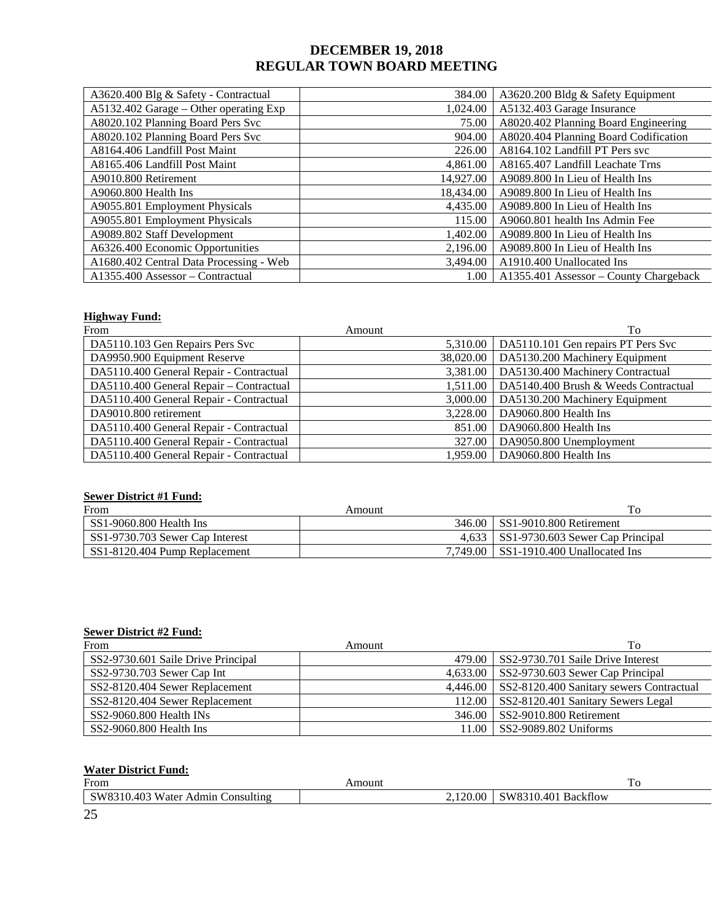# DECEMBER 19, 2018
# REGULAR TOWN BOARD MEETING

| | | |
|---|---|---|
| A3620.400 Blg & Safety - Contractual | 384.00 | A3620.200 Bldg & Safety Equipment |
| A5132.402 Garage – Other operating Exp | 1,024.00 | A5132.403 Garage Insurance |
| A8020.102 Planning Board Pers Svc | 75.00 | A8020.402 Planning Board Engineering |
| A8020.102 Planning Board Pers Svc | 904.00 | A8020.404 Planning Board Codification |
| A8164.406 Landfill Post Maint | 226.00 | A8164.102 Landfill PT Pers svc |
| A8165.406 Landfill Post Maint | 4,861.00 | A8165.407 Landfill Leachate Trns |
| A9010.800 Retirement | 14,927.00 | A9089.800 In Lieu of Health Ins |
| A9060.800 Health Ins | 18,434.00 | A9089.800 In Lieu of Health Ins |
| A9055.801 Employment Physicals | 4,435.00 | A9089.800 In Lieu of Health Ins |
| A9055.801 Employment Physicals | 115.00 | A9060.801 health Ins Admin Fee |
| A9089.802 Staff Development | 1,402.00 | A9089.800 In Lieu of Health Ins |
| A6326.400 Economic Opportunities | 2,196.00 | A9089.800 In Lieu of Health Ins |
| A1680.402 Central Data Processing - Web | 3,494.00 | A1910.400 Unallocated Ins |
| A1355.400 Assessor – Contractual | 1.00 | A1355.401 Assessor – County Chargeback |

**Highway Fund:**

| From | Amount | To |
|---|---|---|
| DA5110.103 Gen Repairs Pers Svc | 5,310.00 | DA5110.101 Gen repairs PT Pers Svc |
| DA9950.900 Equipment Reserve | 38,020.00 | DA5130.200 Machinery Equipment |
| DA5110.400 General Repair - Contractual | 3,381.00 | DA5130.400 Machinery Contractual |
| DA5110.400 General Repair – Contractual | 1,511.00 | DA5140.400 Brush & Weeds Contractual |
| DA5110.400 General Repair - Contractual | 3,000.00 | DA5130.200 Machinery Equipment |
| DA9010.800 retirement | 3,228.00 | DA9060.800 Health Ins |
| DA5110.400 General Repair - Contractual | 851.00 | DA9060.800 Health Ins |
| DA5110.400 General Repair - Contractual | 327.00 | DA9050.800 Unemployment |
| DA5110.400 General Repair - Contractual | 1,959.00 | DA9060.800 Health Ins |

**Sewer District #1 Fund:**

| From | Amount | To |
|---|---|---|
| SS1-9060.800 Health Ins | 346.00 | SS1-9010.800 Retirement |
| SS1-9730.703 Sewer Cap Interest | 4,633 | SS1-9730.603 Sewer Cap Principal |
| SS1-8120.404 Pump Replacement | 7,749.00 | SS1-1910.400 Unallocated Ins |

**Sewer District #2 Fund:**

| From | Amount | To |
|---|---|---|
| SS2-9730.601 Saile Drive Principal | 479.00 | SS2-9730.701 Saile Drive Interest |
| SS2-9730.703 Sewer Cap Int | 4,633.00 | SS2-9730.603 Sewer Cap Principal |
| SS2-8120.404 Sewer Replacement | 4,446.00 | SS2-8120.400 Sanitary sewers Contractual |
| SS2-8120.404 Sewer Replacement | 112.00 | SS2-8120.401 Sanitary Sewers Legal |
| SS2-9060.800 Health INs | 346.00 | SS2-9010.800 Retirement |
| SS2-9060.800 Health Ins | 11.00 | SS2-9089.802 Uniforms |

**Water District Fund:**

| From | Amount | To |
|---|---|---|
| SW8310.403 Water Admin Consulting | 2,120.00 | SW8310.401 Backflow |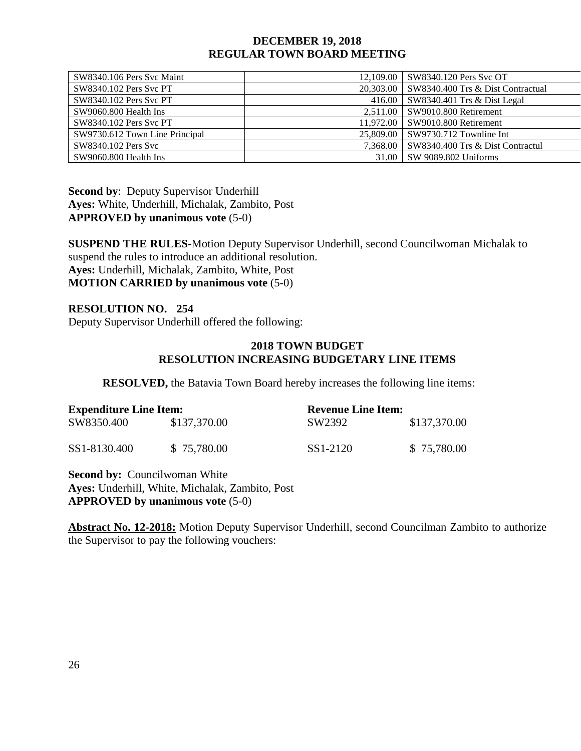| SW8340.106 Pers Svc Maint | 12,109.00 | SW8340.120 Pers Svc OT |
|---|---|---|
| SW8340.102 Pers Svc PT | 20,303.00 | SW8340.400 Trs & Dist Contractual |
| SW8340.102 Pers Svc PT | 416.00 | SW8340.401 Trs & Dist Legal |
| SW9060.800 Health Ins | 2,511.00 | SW9010.800 Retirement |
| SW8340.102 Pers Svc PT | 11,972.00 | SW9010.800 Retirement |
| SW9730.612 Town Line Principal | 25,809.00 | SW9730.712 Townline Int |
| SW8340.102 Pers Svc | 7,368.00 | SW8340.400 Trs & Dist Contractul |
| SW9060.800 Health Ins | 31.00 | SW 9089.802 Uniforms |

**Second by**: Deputy Supervisor Underhill
**Ayes:** White, Underhill, Michalak, Zambito, Post
**APPROVED by unanimous vote** (5-0)

**SUSPEND THE RULES**-Motion Deputy Supervisor Underhill, second Councilwoman Michalak to suspend the rules to introduce an additional resolution.
**Ayes:** Underhill, Michalak, Zambito, White, Post
**MOTION CARRIED by unanimous vote** (5-0)

**RESOLUTION NO. 254**
Deputy Supervisor Underhill offered the following:

**2018 TOWN BUDGET**
**RESOLUTION INCREASING BUDGETARY LINE ITEMS**

**RESOLVED,** the Batavia Town Board hereby increases the following line items:

| **Expenditure Line Item:** | | **Revenue Line Item:** | |
|---|---|---|---|
| SW8350.400 | $137,370.00 | SW2392 | $137,370.00 |
| SS1-8130.400 | $ 75,780.00 | SS1-2120 | $ 75,780.00 |

**Second by:** Councilwoman White
**Ayes:** Underhill, White, Michalak, Zambito, Post
**APPROVED by unanimous vote** (5-0)

**Abstract No. 12-2018:** Motion Deputy Supervisor Underhill, second Councilman Zambito to authorize the Supervisor to pay the following vouchers: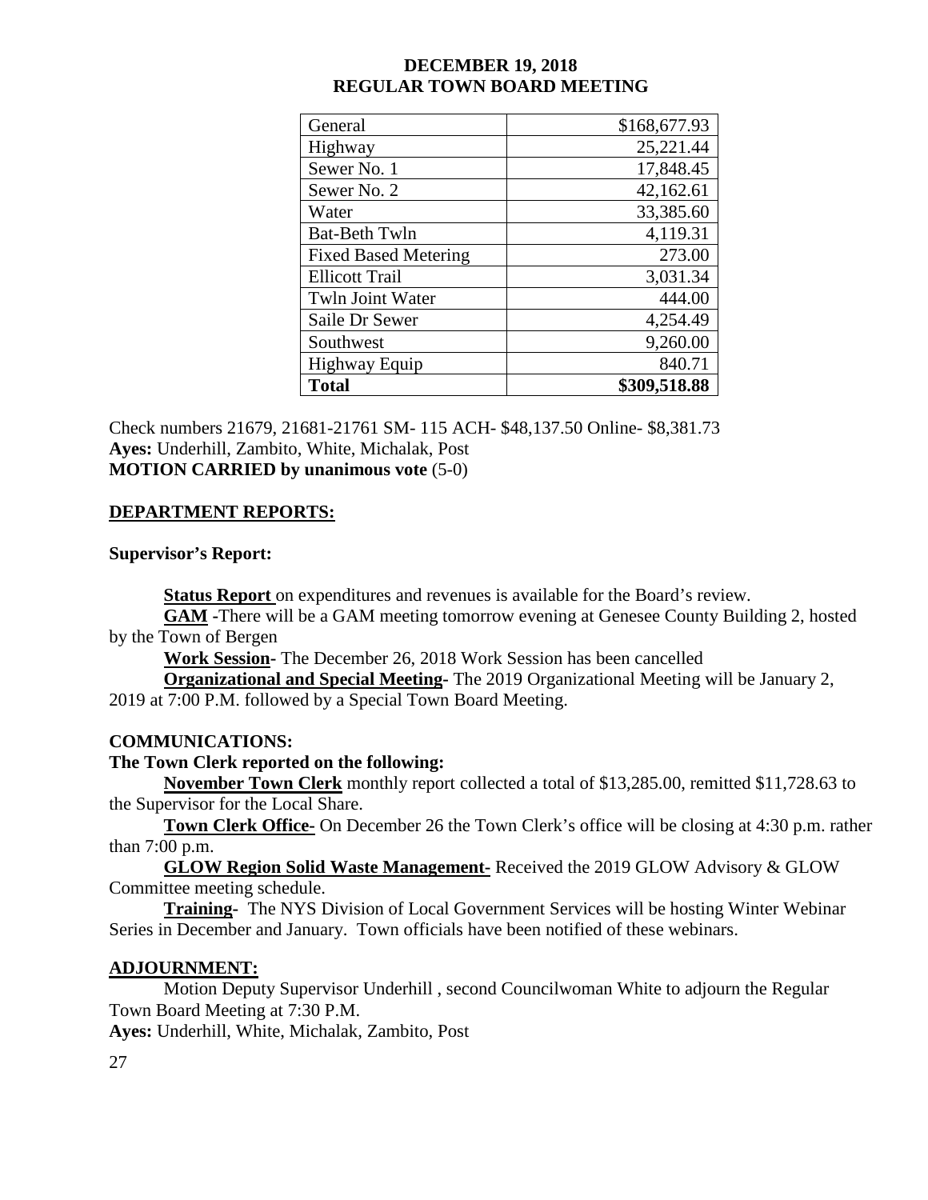**DECEMBER 19, 2018**
**REGULAR TOWN BOARD MEETING**

| General | $168,677.93 |
|---|---|
| Highway | 25,221.44 |
| Sewer No. 1 | 17,848.45 |
| Sewer No. 2 | 42,162.61 |
| Water | 33,385.60 |
| Bat-Beth Twln | 4,119.31 |
| Fixed Based Metering | 273.00 |
| Ellicott Trail | 3,031.34 |
| Twln Joint Water | 444.00 |
| Saile Dr Sewer | 4,254.49 |
| Southwest | 9,260.00 |
| Highway Equip | 840.71 |
| **Total** | **$309,518.88** |

Check numbers 21679, 21681-21761 SM- 115 ACH- $48,137.50 Online- $8,381.73
**Ayes:** Underhill, Zambito, White, Michalak, Post
**MOTION CARRIED by unanimous vote** (5-0)

## DEPARTMENT REPORTS:

**Supervisor's Report:**

**Status Report** on expenditures and revenues is available for the Board's review.

**GAM** -There will be a GAM meeting tomorrow evening at Genesee County Building 2, hosted by the Town of Bergen

**Work Session-** The December 26, 2018 Work Session has been cancelled

**Organizational and Special Meeting-** The 2019 Organizational Meeting will be January 2, 2019 at 7:00 P.M. followed by a Special Town Board Meeting.

## COMMUNICATIONS:

**The Town Clerk reported on the following:**

**November Town Clerk** monthly report collected a total of $13,285.00, remitted $11,728.63 to the Supervisor for the Local Share.

**Town Clerk Office-** On December 26 the Town Clerk's office will be closing at 4:30 p.m. rather than 7:00 p.m.

**GLOW Region Solid Waste Management-** Received the 2019 GLOW Advisory & GLOW Committee meeting schedule.

**Training-** The NYS Division of Local Government Services will be hosting Winter Webinar Series in December and January. Town officials have been notified of these webinars.

## ADJOURNMENT:

Motion Deputy Supervisor Underhill , second Councilwoman White to adjourn the Regular Town Board Meeting at 7:30 P.M.

**Ayes:** Underhill, White, Michalak, Zambito, Post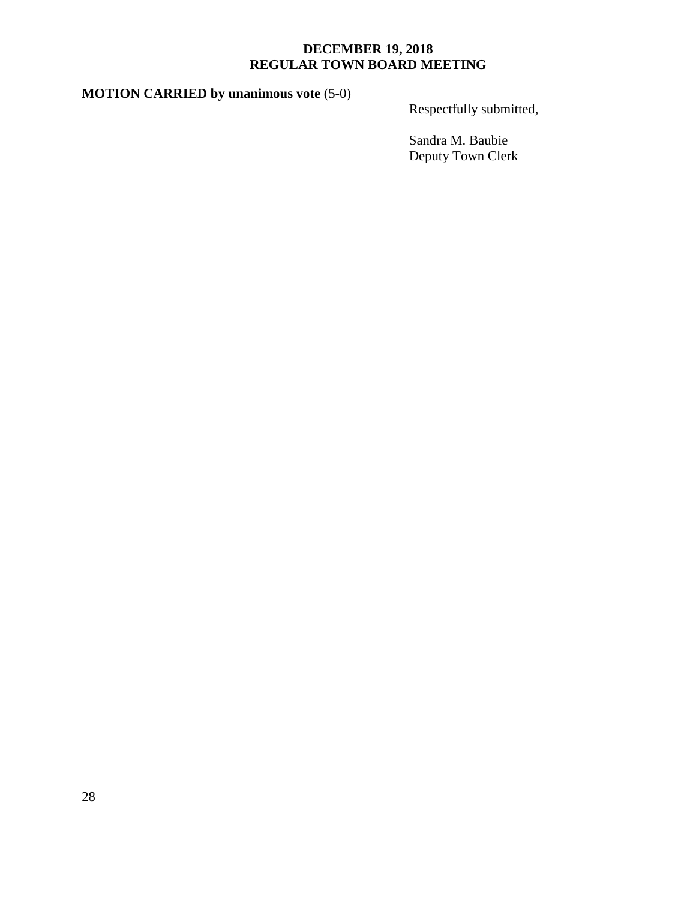**MOTION CARRIED by unanimous vote** (5-0)

Respectfully submitted,

Sandra M. Baubie
Deputy Town Clerk